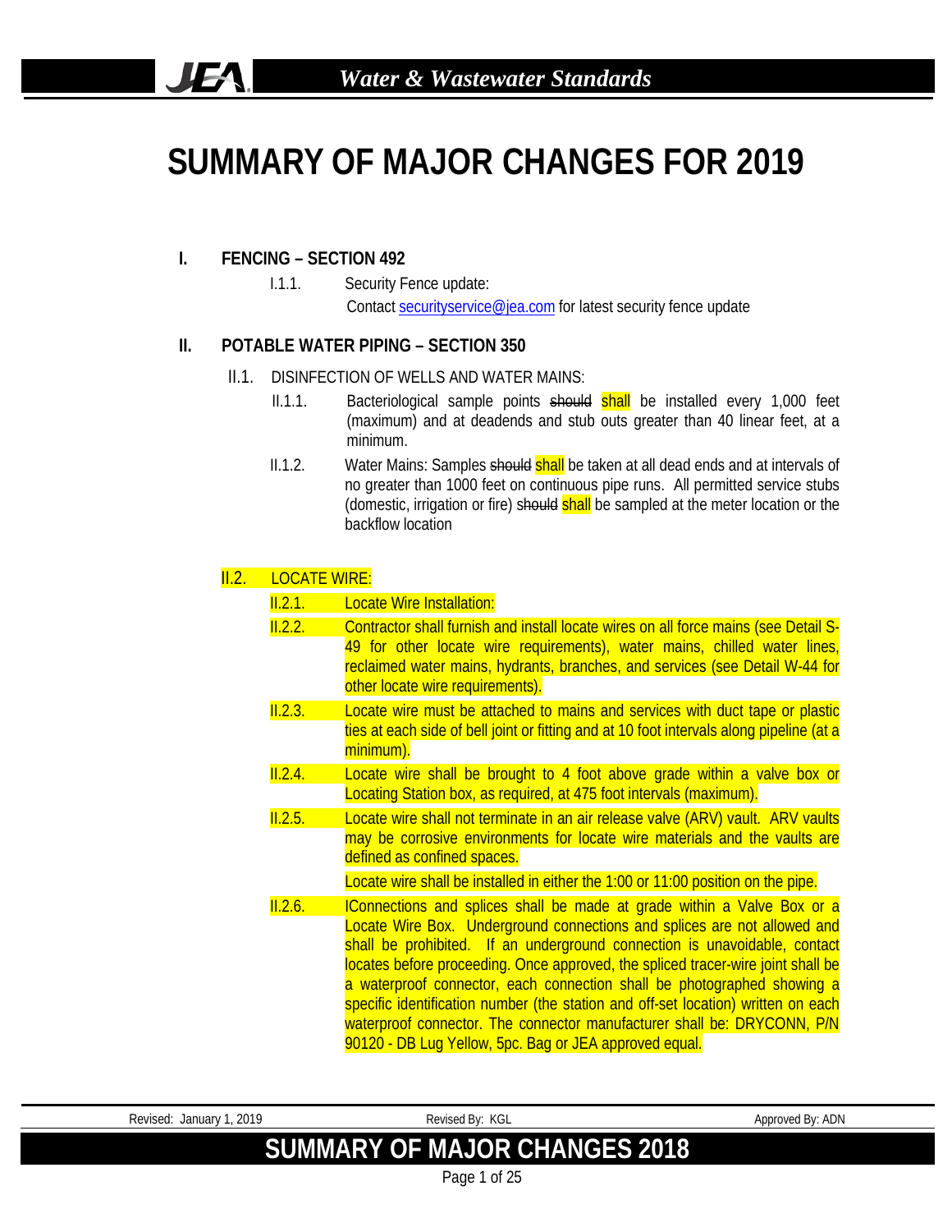# SUMMARY OF MAJOR CHANGES FOR 2019

## I. FENCING – SECTION 492

I.1.1. Security Fence update:
Contact securityservice@jea.com for latest security fence update

## II. POTABLE WATER PIPING – SECTION 350

### II.1. DISINFECTION OF WELLS AND WATER MAINS:

II.1.1. Bacteriological sample points ~~should~~ shall be installed every 1,000 feet (maximum) and at deadends and stub outs greater than 40 linear feet, at a minimum.

II.1.2. Water Mains: Samples ~~should~~ shall be taken at all dead ends and at intervals of no greater than 1000 feet on continuous pipe runs. All permitted service stubs (domestic, irrigation or fire) ~~should~~ shall be sampled at the meter location or the backflow location

### II.2. LOCATE WIRE:

II.2.1. Locate Wire Installation:

II.2.2. Contractor shall furnish and install locate wires on all force mains (see Detail S-49 for other locate wire requirements), water mains, chilled water lines, reclaimed water mains, hydrants, branches, and services (see Detail W-44 for other locate wire requirements).

II.2.3. Locate wire must be attached to mains and services with duct tape or plastic ties at each side of bell joint or fitting and at 10 foot intervals along pipeline (at a minimum).

II.2.4. Locate wire shall be brought to 4 foot above grade within a valve box or Locating Station box, as required, at 475 foot intervals (maximum).

II.2.5. Locate wire shall not terminate in an air release valve (ARV) vault. ARV vaults may be corrosive environments for locate wire materials and the vaults are defined as confined spaces.

Locate wire shall be installed in either the 1:00 or 11:00 position on the pipe.

II.2.6. lConnections and splices shall be made at grade within a Valve Box or a Locate Wire Box. Underground connections and splices are not allowed and shall be prohibited. If an underground connection is unavoidable, contact locates before proceeding. Once approved, the spliced tracer-wire joint shall be a waterproof connector, each connection shall be photographed showing a specific identification number (the station and off-set location) written on each waterproof connector. The connector manufacturer shall be: DRYCONN, P/N 90120 - DB Lug Yellow, 5pc. Bag or JEA approved equal.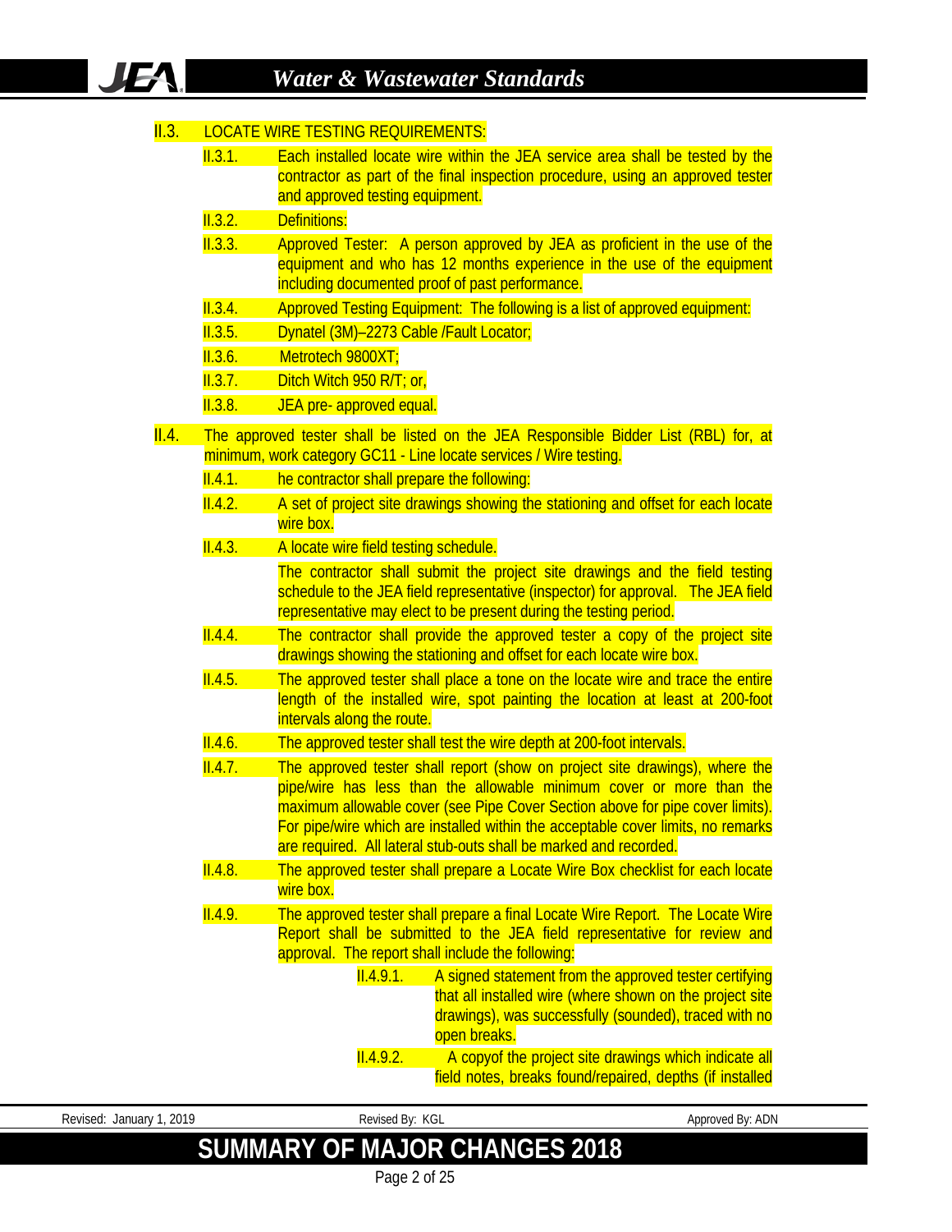II.3. LOCATE WIRE TESTING REQUIREMENTS:

II.3.1. Each installed locate wire within the JEA service area shall be tested by the contractor as part of the final inspection procedure, using an approved tester and approved testing equipment.

II.3.2. Definitions:

II.3.3. Approved Tester: A person approved by JEA as proficient in the use of the equipment and who has 12 months experience in the use of the equipment including documented proof of past performance.

II.3.4. Approved Testing Equipment: The following is a list of approved equipment:

II.3.5. Dynatel (3M)–2273 Cable /Fault Locator;

II.3.6. Metrotech 9800XT;

II.3.7. Ditch Witch 950 R/T; or,

II.3.8. JEA pre- approved equal.

II.4. The approved tester shall be listed on the JEA Responsible Bidder List (RBL) for, at minimum, work category GC11 - Line locate services / Wire testing.

II.4.1. he contractor shall prepare the following:

II.4.2. A set of project site drawings showing the stationing and offset for each locate wire box.

II.4.3. A locate wire field testing schedule.

The contractor shall submit the project site drawings and the field testing schedule to the JEA field representative (inspector) for approval. The JEA field representative may elect to be present during the testing period.

II.4.4. The contractor shall provide the approved tester a copy of the project site drawings showing the stationing and offset for each locate wire box.

II.4.5. The approved tester shall place a tone on the locate wire and trace the entire length of the installed wire, spot painting the location at least at 200-foot intervals along the route.

II.4.6. The approved tester shall test the wire depth at 200-foot intervals.

II.4.7. The approved tester shall report (show on project site drawings), where the pipe/wire has less than the allowable minimum cover or more than the maximum allowable cover (see Pipe Cover Section above for pipe cover limits). For pipe/wire which are installed within the acceptable cover limits, no remarks are required. All lateral stub-outs shall be marked and recorded.

II.4.8. The approved tester shall prepare a Locate Wire Box checklist for each locate wire box.

II.4.9. The approved tester shall prepare a final Locate Wire Report. The Locate Wire Report shall be submitted to the JEA field representative for review and approval. The report shall include the following:

II.4.9.1. A signed statement from the approved tester certifying that all installed wire (where shown on the project site drawings), was successfully (sounded), traced with no open breaks.

II.4.9.2. A copyof the project site drawings which indicate all field notes, breaks found/repaired, depths (if installed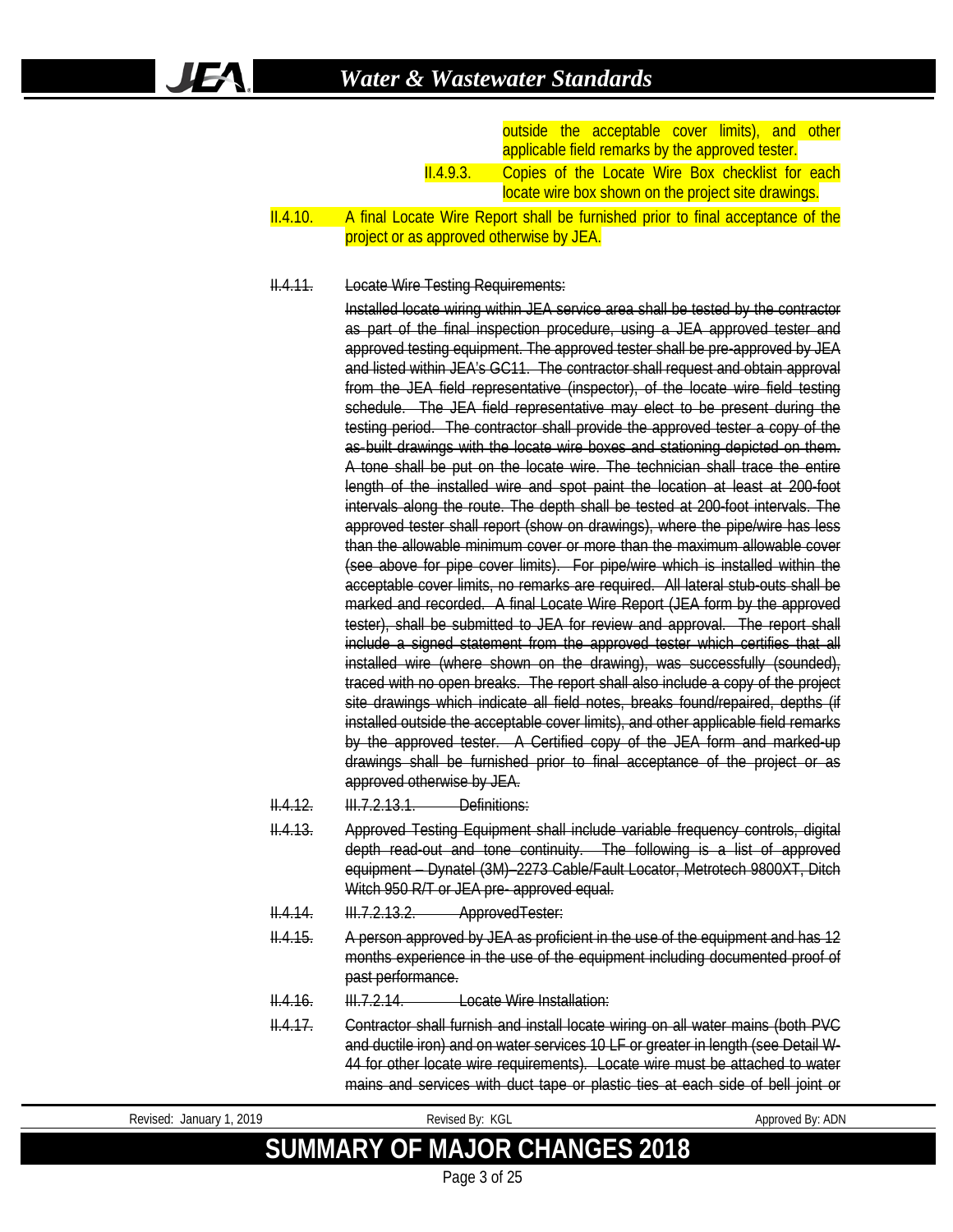outside the acceptable cover limits), and other applicable field remarks by the approved tester.

II.4.9.3. Copies of the Locate Wire Box checklist for each locate wire box shown on the project site drawings.

II.4.10. A final Locate Wire Report shall be furnished prior to final acceptance of the project or as approved otherwise by JEA.

~~II.4.11. Locate Wire Testing Requirements:~~

~~Installed locate wiring within JEA service area shall be tested by the contractor as part of the final inspection procedure, using a JEA approved tester and approved testing equipment. The approved tester shall be pre-approved by JEA and listed within JEA's GC11. The contractor shall request and obtain approval from the JEA field representative (inspector), of the locate wire field testing schedule. The JEA field representative may elect to be present during the testing period. The contractor shall provide the approved tester a copy of the as-built drawings with the locate wire boxes and stationing depicted on them. A tone shall be put on the locate wire. The technician shall trace the entire length of the installed wire and spot paint the location at least at 200-foot intervals along the route. The depth shall be tested at 200-foot intervals. The approved tester shall report (show on drawings), where the pipe/wire has less than the allowable minimum cover or more than the maximum allowable cover (see above for pipe cover limits). For pipe/wire which is installed within the acceptable cover limits, no remarks are required. All lateral stub-outs shall be marked and recorded. A final Locate Wire Report (JEA form by the approved tester), shall be submitted to JEA for review and approval. The report shall include a signed statement from the approved tester which certifies that all installed wire (where shown on the drawing), was successfully (sounded), traced with no open breaks. The report shall also include a copy of the project site drawings which indicate all field notes, breaks found/repaired, depths (if installed outside the acceptable cover limits), and other applicable field remarks by the approved tester. A Certified copy of the JEA form and marked-up drawings shall be furnished prior to final acceptance of the project or as approved otherwise by JEA.~~

~~II.4.12. III.7.2.13.1. Definitions:~~

~~II.4.13. Approved Testing Equipment shall include variable frequency controls, digital depth read-out and tone continuity. The following is a list of approved equipment – Dynatel (3M)–2273 Cable/Fault Locator, Metrotech 9800XT, Ditch Witch 950 R/T or JEA pre- approved equal.~~

~~II.4.14. III.7.2.13.2. ApprovedTester:~~

~~II.4.15. A person approved by JEA as proficient in the use of the equipment and has 12 months experience in the use of the equipment including documented proof of past performance.~~

~~II.4.16. III.7.2.14. Locate Wire Installation:~~

~~II.4.17. Contractor shall furnish and install locate wiring on all water mains (both PVC and ductile iron) and on water services 10 LF or greater in length (see Detail W-44 for other locate wire requirements). Locate wire must be attached to water mains and services with duct tape or plastic ties at each side of bell joint or~~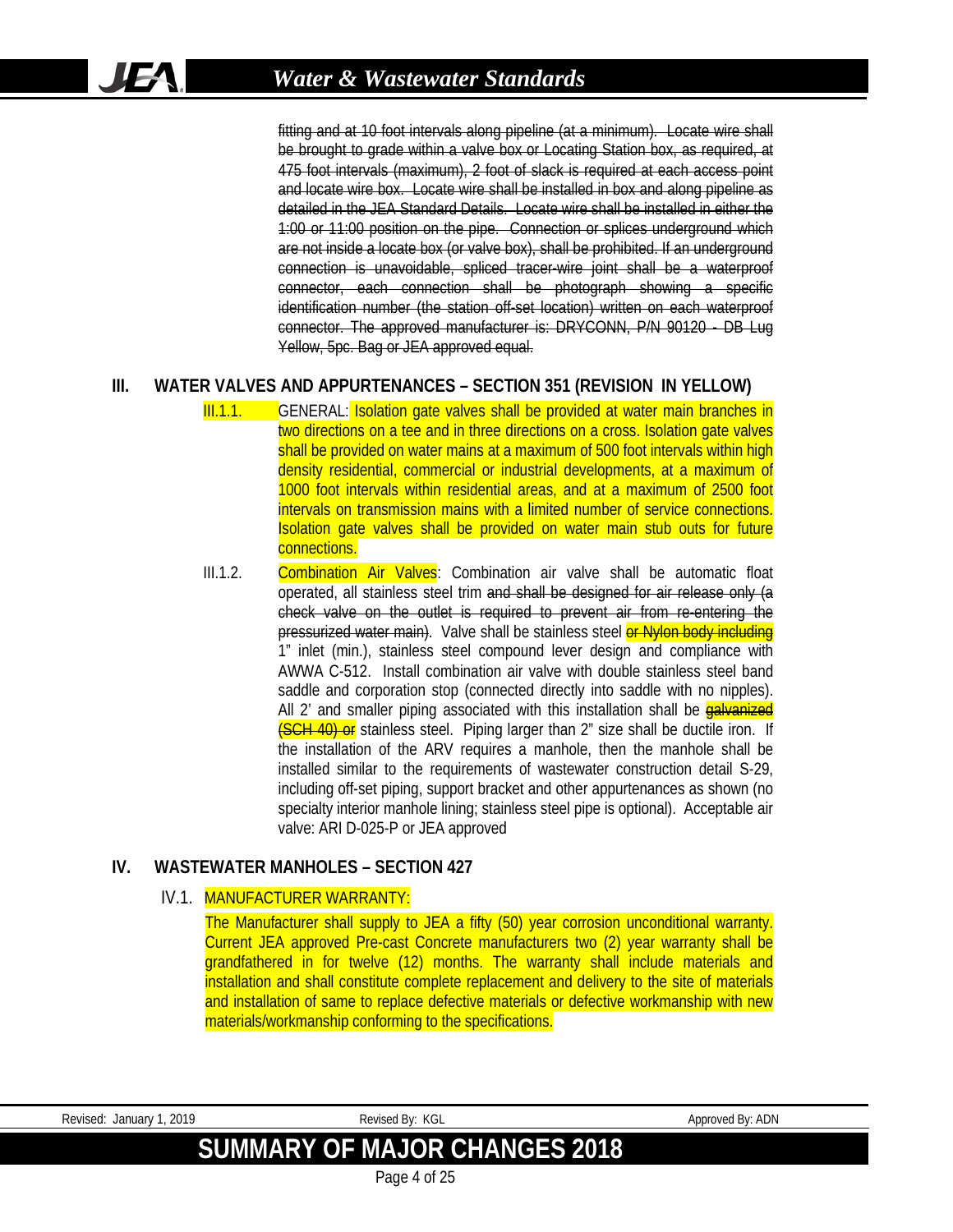~~fitting and at 10 foot intervals along pipeline (at a minimum). Locate wire shall be brought to grade within a valve box or Locating Station box, as required, at 475 foot intervals (maximum), 2 foot of slack is required at each access point and locate wire box. Locate wire shall be installed in box and along pipeline as detailed in the JEA Standard Details. Locate wire shall be installed in either the 1:00 or 11:00 position on the pipe. Connection or splices underground which are not inside a locate box (or valve box), shall be prohibited. If an underground connection is unavoidable, spliced tracer-wire joint shall be a waterproof connector, each connection shall be photograph showing a specific identification number (the station off-set location) written on each waterproof connector. The approved manufacturer is: DRYCONN, P/N 90120 - DB Lug Yellow, 5pc. Bag or JEA approved equal.~~

## III. WATER VALVES AND APPURTENANCES – SECTION 351 (REVISION IN YELLOW)

III.1.1. GENERAL: Isolation gate valves shall be provided at water main branches in two directions on a tee and in three directions on a cross. Isolation gate valves shall be provided on water mains at a maximum of 500 foot intervals within high density residential, commercial or industrial developments, at a maximum of 1000 foot intervals within residential areas, and at a maximum of 2500 foot intervals on transmission mains with a limited number of service connections. Isolation gate valves shall be provided on water main stub outs for future connections.

III.1.2. Combination Air Valves: Combination air valve shall be automatic float operated, all stainless steel trim ~~and shall be designed for air release only (a check valve on the outlet is required to prevent air from re-entering the pressurized water main)~~. Valve shall be stainless steel ~~or Nylon body including~~ 1" inlet (min.), stainless steel compound lever design and compliance with AWWA C-512. Install combination air valve with double stainless steel band saddle and corporation stop (connected directly into saddle with no nipples). All 2' and smaller piping associated with this installation shall be ~~galvanized (SCH 40) or~~ stainless steel. Piping larger than 2" size shall be ductile iron. If the installation of the ARV requires a manhole, then the manhole shall be installed similar to the requirements of wastewater construction detail S-29, including off-set piping, support bracket and other appurtenances as shown (no specialty interior manhole lining; stainless steel pipe is optional). Acceptable air valve: ARI D-025-P or JEA approved

## IV. WASTEWATER MANHOLES – SECTION 427

### IV.1. MANUFACTURER WARRANTY:

The Manufacturer shall supply to JEA a fifty (50) year corrosion unconditional warranty. Current JEA approved Pre-cast Concrete manufacturers two (2) year warranty shall be grandfathered in for twelve (12) months. The warranty shall include materials and installation and shall constitute complete replacement and delivery to the site of materials and installation of same to replace defective materials or defective workmanship with new materials/workmanship conforming to the specifications.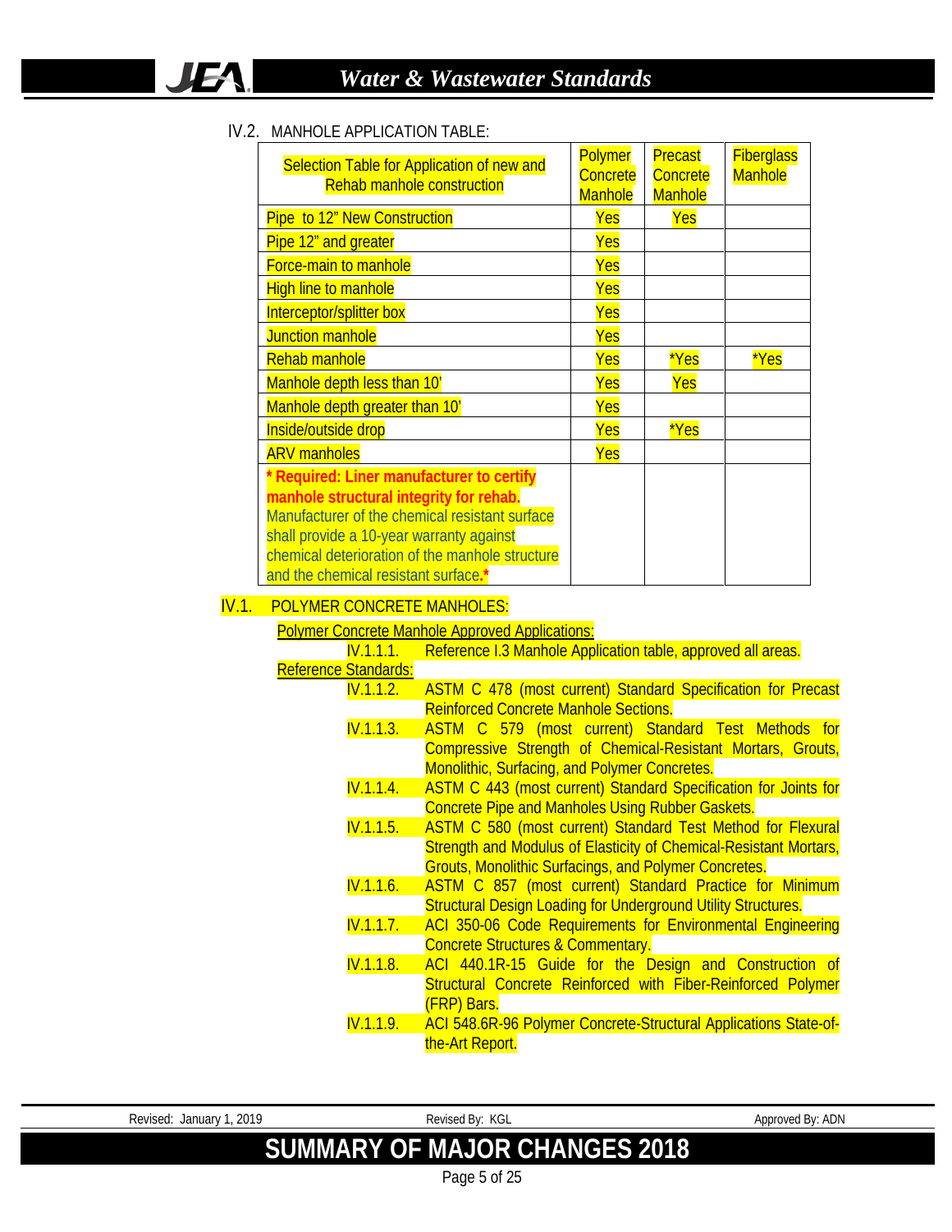IV.2. MANHOLE APPLICATION TABLE:

| Selection Table for Application of new and Rehab manhole construction | Polymer Concrete Manhole | Precast Concrete Manhole | Fiberglass Manhole |
|---|---|---|---|
| Pipe to 12" New Construction | Yes | Yes | |
| Pipe 12" and greater | Yes | | |
| Force-main to manhole | Yes | | |
| High line to manhole | Yes | | |
| Interceptor/splitter box | Yes | | |
| Junction manhole | Yes | | |
| Rehab manhole | Yes | *Yes | *Yes |
| Manhole depth less than 10' | Yes | Yes | |
| Manhole depth greater than 10' | Yes | | |
| Inside/outside drop | Yes | *Yes | |
| ARV manholes | Yes | | |
| **\* Required: Liner manufacturer to certify manhole structural integrity for rehab.** Manufacturer of the chemical resistant surface shall provide a 10-year warranty against chemical deterioration of the manhole structure and the chemical resistant surface.* | | | |

## IV.1. POLYMER CONCRETE MANHOLES:

Polymer Concrete Manhole Approved Applications:

IV.1.1.1. Reference I.3 Manhole Application table, approved all areas.

Reference Standards:

IV.1.1.2. ASTM C 478 (most current) Standard Specification for Precast Reinforced Concrete Manhole Sections.

IV.1.1.3. ASTM C 579 (most current) Standard Test Methods for Compressive Strength of Chemical-Resistant Mortars, Grouts, Monolithic, Surfacing, and Polymer Concretes.

IV.1.1.4. ASTM C 443 (most current) Standard Specification for Joints for Concrete Pipe and Manholes Using Rubber Gaskets.

IV.1.1.5. ASTM C 580 (most current) Standard Test Method for Flexural Strength and Modulus of Elasticity of Chemical-Resistant Mortars, Grouts, Monolithic Surfacings, and Polymer Concretes.

IV.1.1.6. ASTM C 857 (most current) Standard Practice for Minimum Structural Design Loading for Underground Utility Structures.

IV.1.1.7. ACI 350-06 Code Requirements for Environmental Engineering Concrete Structures & Commentary.

IV.1.1.8. ACI 440.1R-15 Guide for the Design and Construction of Structural Concrete Reinforced with Fiber-Reinforced Polymer (FRP) Bars.

IV.1.1.9. ACI 548.6R-96 Polymer Concrete-Structural Applications State-of-the-Art Report.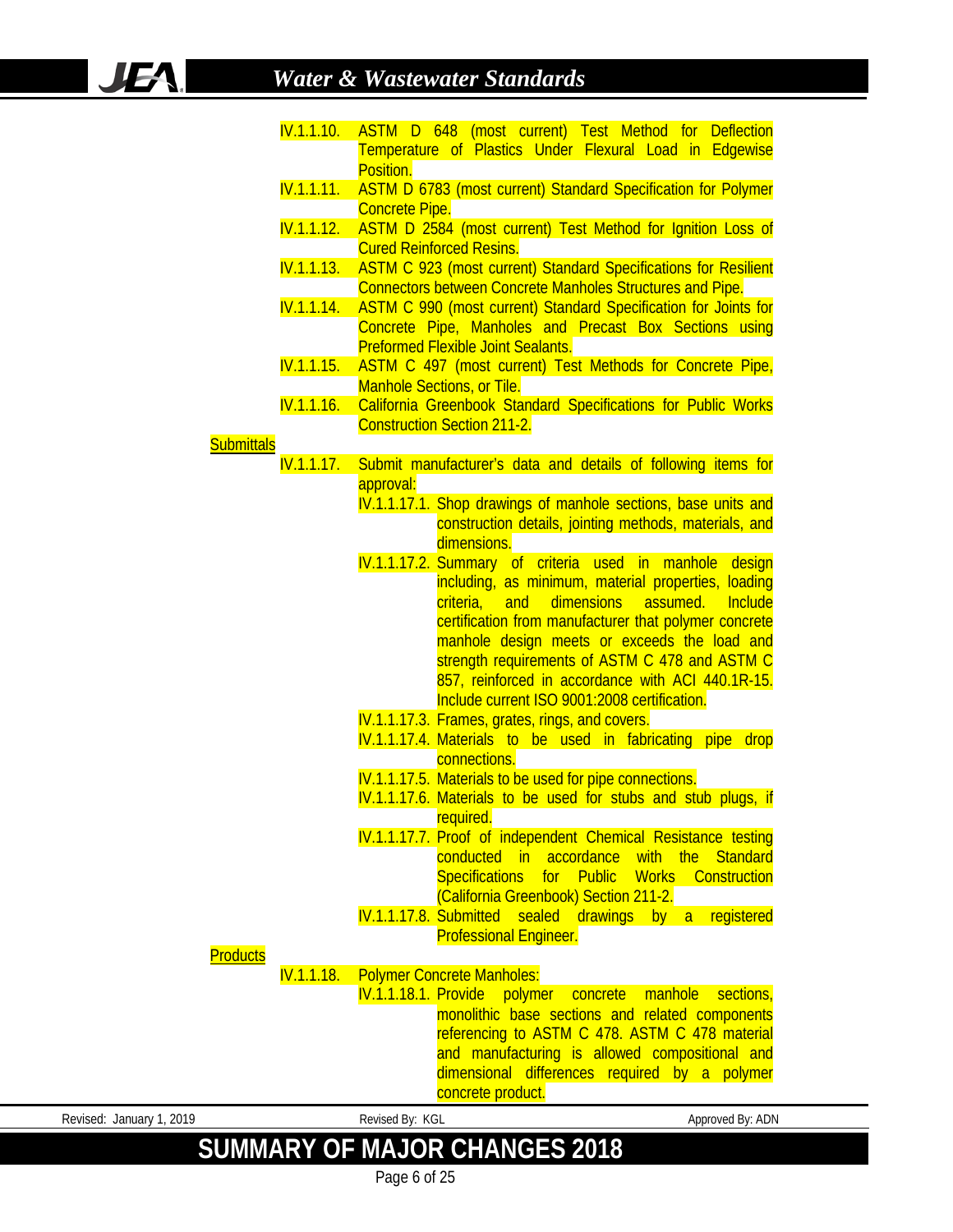IV.1.1.10. ASTM D 648 (most current) Test Method for Deflection Temperature of Plastics Under Flexural Load in Edgewise Position.

IV.1.1.11. ASTM D 6783 (most current) Standard Specification for Polymer Concrete Pipe.

IV.1.1.12. ASTM D 2584 (most current) Test Method for Ignition Loss of Cured Reinforced Resins.

IV.1.1.13. ASTM C 923 (most current) Standard Specifications for Resilient Connectors between Concrete Manholes Structures and Pipe.

IV.1.1.14. ASTM C 990 (most current) Standard Specification for Joints for Concrete Pipe, Manholes and Precast Box Sections using Preformed Flexible Joint Sealants.

IV.1.1.15. ASTM C 497 (most current) Test Methods for Concrete Pipe, Manhole Sections, or Tile.

IV.1.1.16. California Greenbook Standard Specifications for Public Works Construction Section 211-2.

### Submittals

IV.1.1.17. Submit manufacturer's data and details of following items for approval:

- IV.1.1.17.1. Shop drawings of manhole sections, base units and construction details, jointing methods, materials, and dimensions.
- IV.1.1.17.2. Summary of criteria used in manhole design including, as minimum, material properties, loading criteria, and dimensions assumed. Include certification from manufacturer that polymer concrete manhole design meets or exceeds the load and strength requirements of ASTM C 478 and ASTM C 857, reinforced in accordance with ACI 440.1R-15. Include current ISO 9001:2008 certification.
- IV.1.1.17.3. Frames, grates, rings, and covers.
- IV.1.1.17.4. Materials to be used in fabricating pipe drop connections.
- IV.1.1.17.5. Materials to be used for pipe connections.
- IV.1.1.17.6. Materials to be used for stubs and stub plugs, if required.
- IV.1.1.17.7. Proof of independent Chemical Resistance testing conducted in accordance with the Standard Specifications for Public Works Construction (California Greenbook) Section 211-2.
- IV.1.1.17.8. Submitted sealed drawings by a registered Professional Engineer.

### Products

IV.1.1.18. Polymer Concrete Manholes:

- IV.1.1.18.1. Provide polymer concrete manhole sections, monolithic base sections and related components referencing to ASTM C 478. ASTM C 478 material and manufacturing is allowed compositional and dimensional differences required by a polymer concrete product.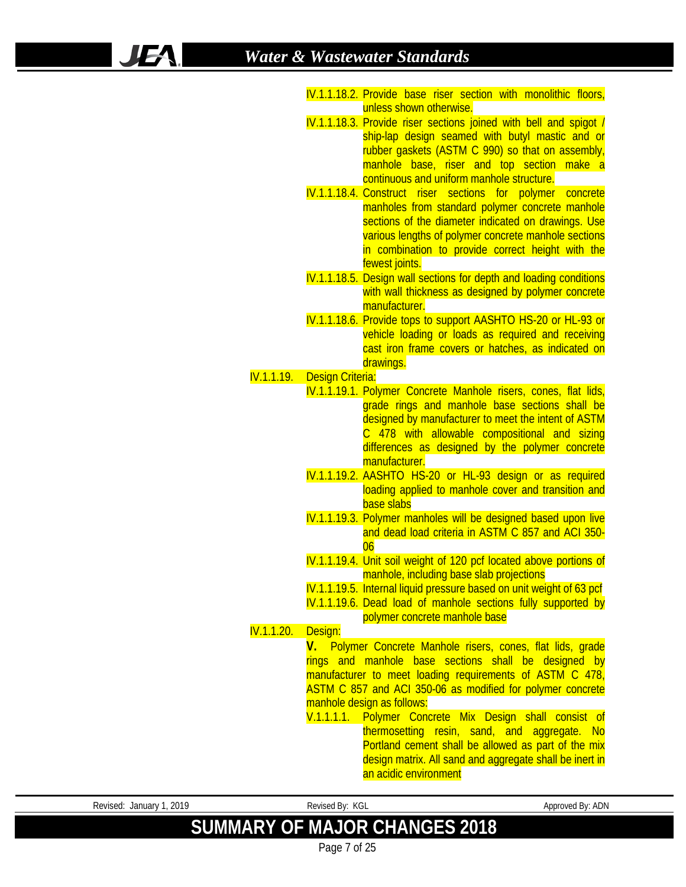IV.1.1.18.2. Provide base riser section with monolithic floors, unless shown otherwise.

IV.1.1.18.3. Provide riser sections joined with bell and spigot / ship-lap design seamed with butyl mastic and or rubber gaskets (ASTM C 990) so that on assembly, manhole base, riser and top section make a continuous and uniform manhole structure.

IV.1.1.18.4. Construct riser sections for polymer concrete manholes from standard polymer concrete manhole sections of the diameter indicated on drawings. Use various lengths of polymer concrete manhole sections in combination to provide correct height with the fewest joints.

IV.1.1.18.5. Design wall sections for depth and loading conditions with wall thickness as designed by polymer concrete manufacturer.

IV.1.1.18.6. Provide tops to support AASHTO HS-20 or HL-93 or vehicle loading or loads as required and receiving cast iron frame covers or hatches, as indicated on drawings.

IV.1.1.19. Design Criteria:

IV.1.1.19.1. Polymer Concrete Manhole risers, cones, flat lids, grade rings and manhole base sections shall be designed by manufacturer to meet the intent of ASTM C 478 with allowable compositional and sizing differences as designed by the polymer concrete manufacturer.

IV.1.1.19.2. AASHTO HS-20 or HL-93 design or as required loading applied to manhole cover and transition and base slabs

IV.1.1.19.3. Polymer manholes will be designed based upon live and dead load criteria in ASTM C 857 and ACI 350-06

IV.1.1.19.4. Unit soil weight of 120 pcf located above portions of manhole, including base slab projections

IV.1.1.19.5. Internal liquid pressure based on unit weight of 63 pcf

IV.1.1.19.6. Dead load of manhole sections fully supported by polymer concrete manhole base

IV.1.1.20. Design:

**V.** Polymer Concrete Manhole risers, cones, flat lids, grade rings and manhole base sections shall be designed by manufacturer to meet loading requirements of ASTM C 478, ASTM C 857 and ACI 350-06 as modified for polymer concrete manhole design as follows:

V.1.1.1.1. Polymer Concrete Mix Design shall consist of thermosetting resin, sand, and aggregate. No Portland cement shall be allowed as part of the mix design matrix. All sand and aggregate shall be inert in an acidic environment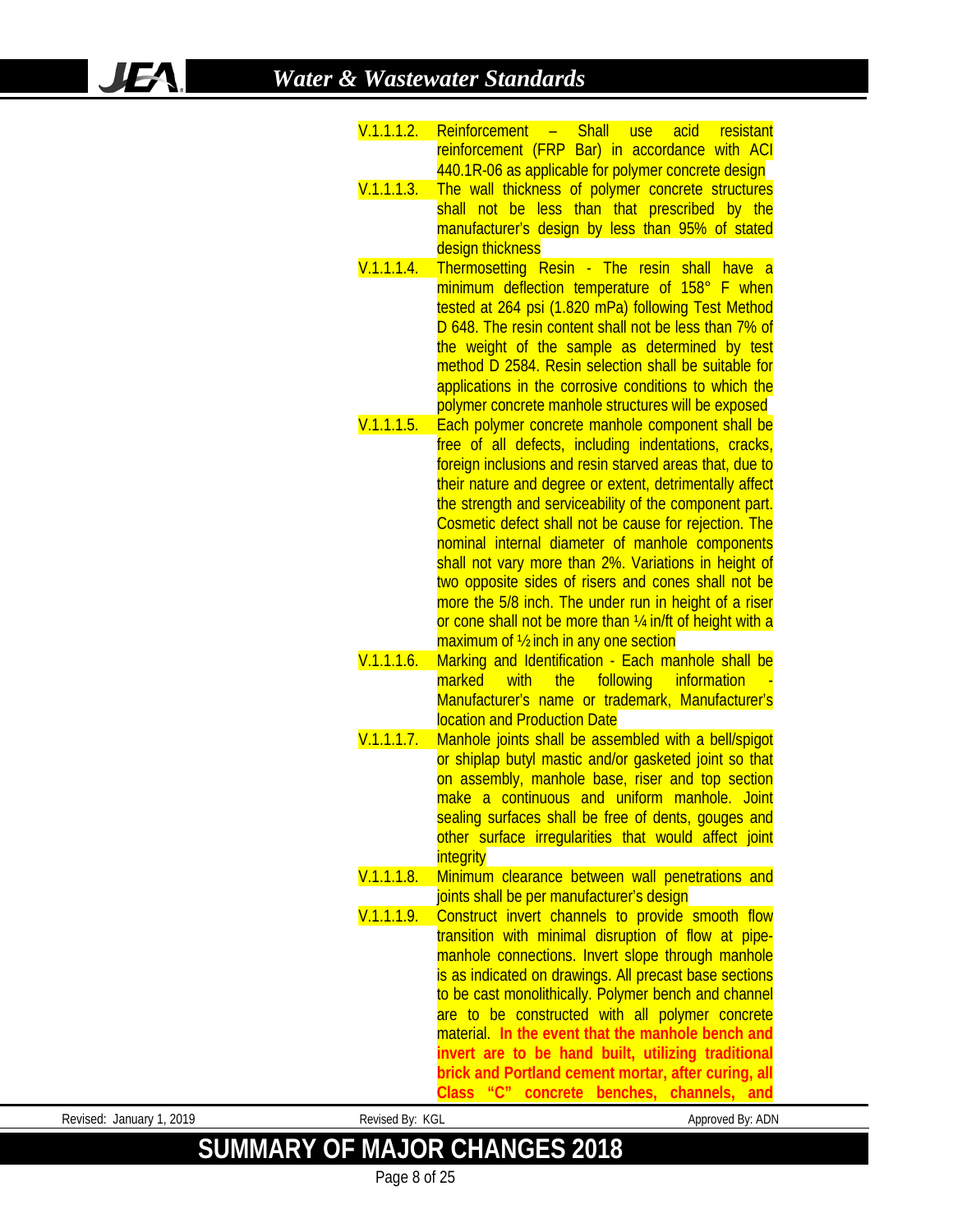V.1.1.1.2. Reinforcement – Shall use acid resistant reinforcement (FRP Bar) in accordance with ACI 440.1R-06 as applicable for polymer concrete design

V.1.1.1.3. The wall thickness of polymer concrete structures shall not be less than that prescribed by the manufacturer's design by less than 95% of stated design thickness

V.1.1.1.4. Thermosetting Resin - The resin shall have a minimum deflection temperature of 158° F when tested at 264 psi (1.820 mPa) following Test Method D 648. The resin content shall not be less than 7% of the weight of the sample as determined by test method D 2584. Resin selection shall be suitable for applications in the corrosive conditions to which the polymer concrete manhole structures will be exposed

V.1.1.1.5. Each polymer concrete manhole component shall be free of all defects, including indentations, cracks, foreign inclusions and resin starved areas that, due to their nature and degree or extent, detrimentally affect the strength and serviceability of the component part. Cosmetic defect shall not be cause for rejection. The nominal internal diameter of manhole components shall not vary more than 2%. Variations in height of two opposite sides of risers and cones shall not be more the 5/8 inch. The under run in height of a riser or cone shall not be more than ¼ in/ft of height with a maximum of ½ inch in any one section

V.1.1.1.6. Marking and Identification - Each manhole shall be marked with the following information - Manufacturer's name or trademark, Manufacturer's location and Production Date

V.1.1.1.7. Manhole joints shall be assembled with a bell/spigot or shiplap butyl mastic and/or gasketed joint so that on assembly, manhole base, riser and top section make a continuous and uniform manhole. Joint sealing surfaces shall be free of dents, gouges and other surface irregularities that would affect joint integrity

V.1.1.1.8. Minimum clearance between wall penetrations and joints shall be per manufacturer's design

V.1.1.1.9. Construct invert channels to provide smooth flow transition with minimal disruption of flow at pipe-manhole connections. Invert slope through manhole is as indicated on drawings. All precast base sections to be cast monolithically. Polymer bench and channel are to be constructed with all polymer concrete material. **In the event that the manhole bench and invert are to be hand built, utilizing traditional brick and Portland cement mortar, after curing, all Class "C" concrete benches, channels, and**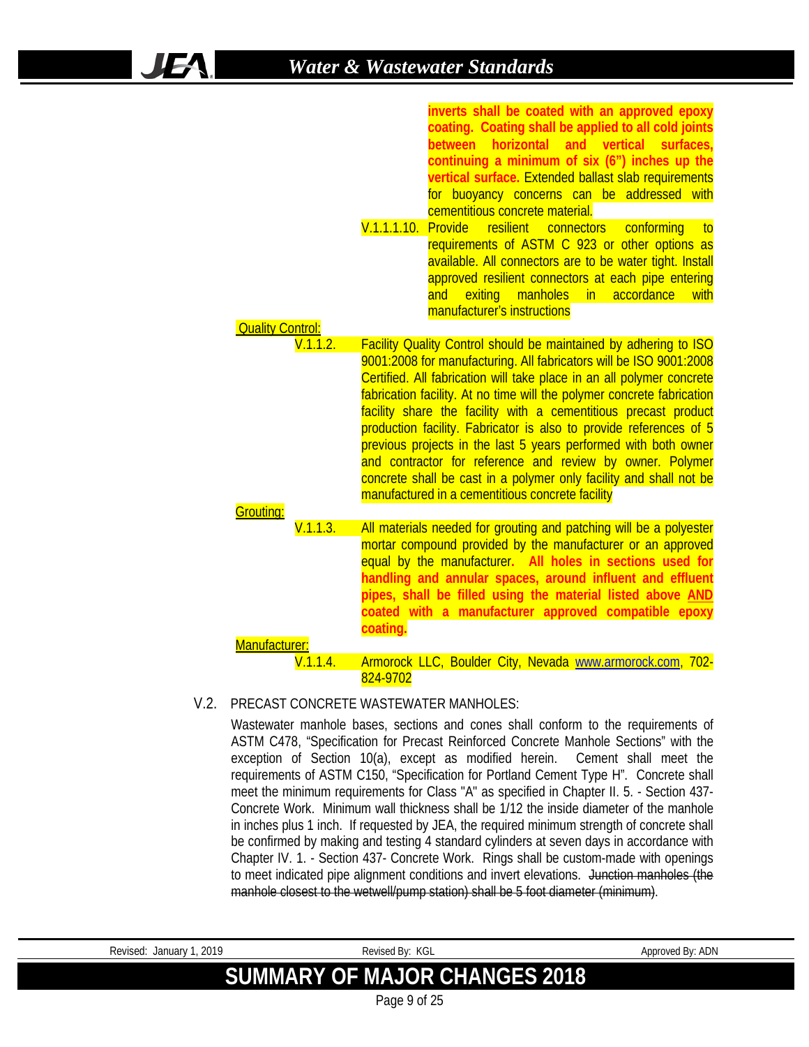**inverts shall be coated with an approved epoxy coating. Coating shall be applied to all cold joints between horizontal and vertical surfaces, continuing a minimum of six (6") inches up the vertical surface.** Extended ballast slab requirements for buoyancy concerns can be addressed with cementitious concrete material.

V.1.1.1.10. Provide resilient connectors conforming to requirements of ASTM C 923 or other options as available. All connectors are to be water tight. Install approved resilient connectors at each pipe entering and exiting manholes in accordance with manufacturer's instructions

Quality Control:

V.1.1.2. Facility Quality Control should be maintained by adhering to ISO 9001:2008 for manufacturing. All fabricators will be ISO 9001:2008 Certified. All fabrication will take place in an all polymer concrete fabrication facility. At no time will the polymer concrete fabrication facility share the facility with a cementitious precast product production facility. Fabricator is also to provide references of 5 previous projects in the last 5 years performed with both owner and contractor for reference and review by owner. Polymer concrete shall be cast in a polymer only facility and shall not be manufactured in a cementitious concrete facility

Grouting:

V.1.1.3. All materials needed for grouting and patching will be a polyester mortar compound provided by the manufacturer or an approved equal by the manufacturer. **All holes in sections used for handling and annular spaces, around influent and effluent pipes, shall be filled using the material listed above AND coated with a manufacturer approved compatible epoxy coating.**

Manufacturer:

V.1.1.4. Armorock LLC, Boulder City, Nevada www.armorock.com, 702-824-9702

V.2. PRECAST CONCRETE WASTEWATER MANHOLES:

Wastewater manhole bases, sections and cones shall conform to the requirements of ASTM C478, "Specification for Precast Reinforced Concrete Manhole Sections" with the exception of Section 10(a), except as modified herein. Cement shall meet the requirements of ASTM C150, "Specification for Portland Cement Type H". Concrete shall meet the minimum requirements for Class "A" as specified in Chapter II. 5. - Section 437- Concrete Work. Minimum wall thickness shall be 1/12 the inside diameter of the manhole in inches plus 1 inch. If requested by JEA, the required minimum strength of concrete shall be confirmed by making and testing 4 standard cylinders at seven days in accordance with Chapter IV. 1. - Section 437- Concrete Work. Rings shall be custom-made with openings to meet indicated pipe alignment conditions and invert elevations. ~~Junction manholes (the manhole closest to the wetwell/pump station) shall be 5 foot diameter (minimum)~~.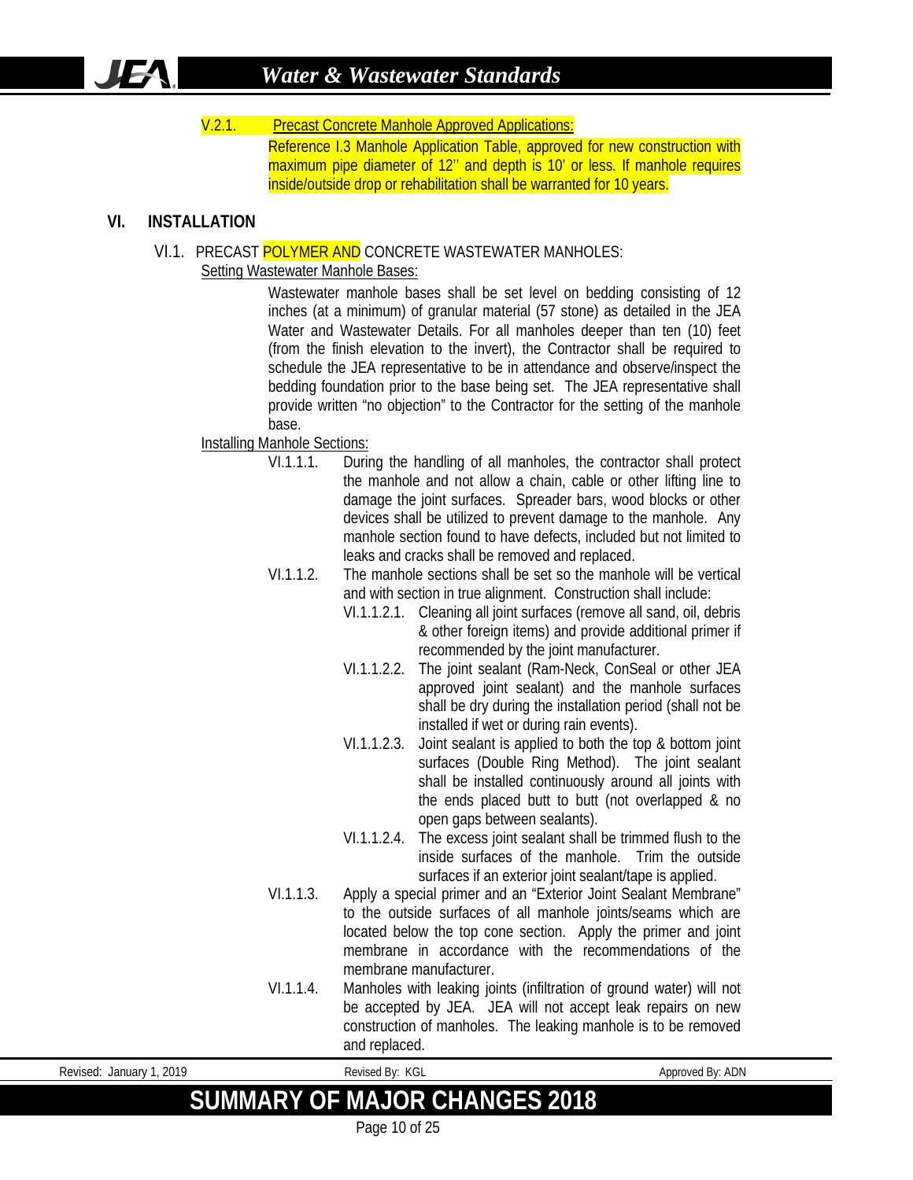V.2.1. Precast Concrete Manhole Approved Applications:

Reference I.3 Manhole Application Table, approved for new construction with maximum pipe diameter of 12'' and depth is 10' or less. If manhole requires inside/outside drop or rehabilitation shall be warranted for 10 years.

## VI. INSTALLATION

### VI.1. PRECAST POLYMER AND CONCRETE WASTEWATER MANHOLES:

Setting Wastewater Manhole Bases:

Wastewater manhole bases shall be set level on bedding consisting of 12 inches (at a minimum) of granular material (57 stone) as detailed in the JEA Water and Wastewater Details. For all manholes deeper than ten (10) feet (from the finish elevation to the invert), the Contractor shall be required to schedule the JEA representative to be in attendance and observe/inspect the bedding foundation prior to the base being set. The JEA representative shall provide written "no objection" to the Contractor for the setting of the manhole base.

Installing Manhole Sections:

- VI.1.1.1. During the handling of all manholes, the contractor shall protect the manhole and not allow a chain, cable or other lifting line to damage the joint surfaces. Spreader bars, wood blocks or other devices shall be utilized to prevent damage to the manhole. Any manhole section found to have defects, included but not limited to leaks and cracks shall be removed and replaced.
- VI.1.1.2. The manhole sections shall be set so the manhole will be vertical and with section in true alignment. Construction shall include:
  - VI.1.1.2.1. Cleaning all joint surfaces (remove all sand, oil, debris & other foreign items) and provide additional primer if recommended by the joint manufacturer.
  - VI.1.1.2.2. The joint sealant (Ram-Neck, ConSeal or other JEA approved joint sealant) and the manhole surfaces shall be dry during the installation period (shall not be installed if wet or during rain events).
  - VI.1.1.2.3. Joint sealant is applied to both the top & bottom joint surfaces (Double Ring Method). The joint sealant shall be installed continuously around all joints with the ends placed butt to butt (not overlapped & no open gaps between sealants).
  - VI.1.1.2.4. The excess joint sealant shall be trimmed flush to the inside surfaces of the manhole. Trim the outside surfaces if an exterior joint sealant/tape is applied.
- VI.1.1.3. Apply a special primer and an "Exterior Joint Sealant Membrane" to the outside surfaces of all manhole joints/seams which are located below the top cone section. Apply the primer and joint membrane in accordance with the recommendations of the membrane manufacturer.
- VI.1.1.4. Manholes with leaking joints (infiltration of ground water) will not be accepted by JEA. JEA will not accept leak repairs on new construction of manholes. The leaking manhole is to be removed and replaced.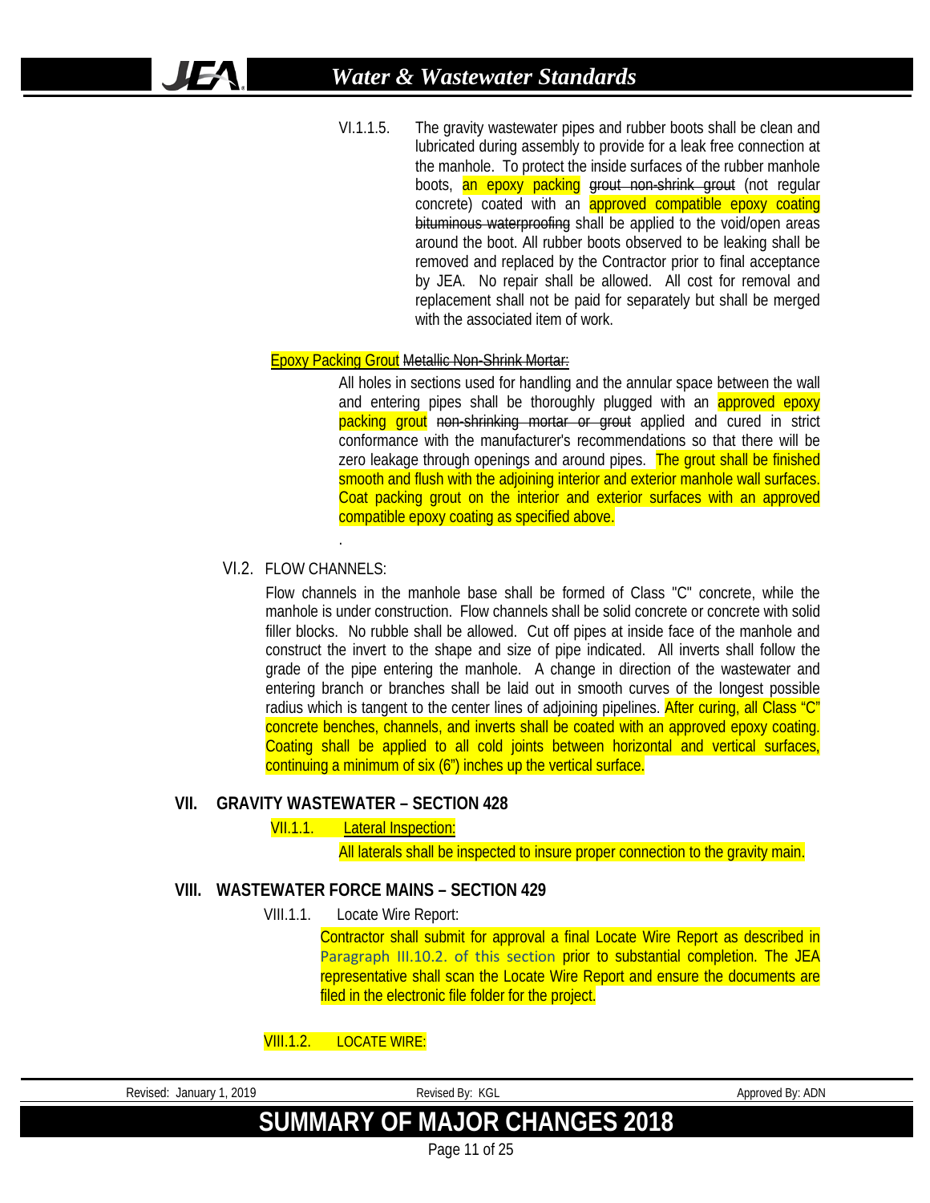VI.1.1.5. The gravity wastewater pipes and rubber boots shall be clean and lubricated during assembly to provide for a leak free connection at the manhole. To protect the inside surfaces of the rubber manhole boots, an epoxy packing ~~grout non-shrink grout~~ (not regular concrete) coated with an approved compatible epoxy coating ~~bituminous waterproofing~~ shall be applied to the void/open areas around the boot. All rubber boots observed to be leaking shall be removed and replaced by the Contractor prior to final acceptance by JEA. No repair shall be allowed. All cost for removal and replacement shall not be paid for separately but shall be merged with the associated item of work.

Epoxy Packing Grout ~~Metallic Non-Shrink Mortar:~~

All holes in sections used for handling and the annular space between the wall and entering pipes shall be thoroughly plugged with an approved epoxy packing grout ~~non-shrinking mortar or grout~~ applied and cured in strict conformance with the manufacturer's recommendations so that there will be zero leakage through openings and around pipes. The grout shall be finished smooth and flush with the adjoining interior and exterior manhole wall surfaces. Coat packing grout on the interior and exterior surfaces with an approved compatible epoxy coating as specified above.

.

VI.2. FLOW CHANNELS:

Flow channels in the manhole base shall be formed of Class "C" concrete, while the manhole is under construction. Flow channels shall be solid concrete or concrete with solid filler blocks. No rubble shall be allowed. Cut off pipes at inside face of the manhole and construct the invert to the shape and size of pipe indicated. All inverts shall follow the grade of the pipe entering the manhole. A change in direction of the wastewater and entering branch or branches shall be laid out in smooth curves of the longest possible radius which is tangent to the center lines of adjoining pipelines. After curing, all Class "C" concrete benches, channels, and inverts shall be coated with an approved epoxy coating. Coating shall be applied to all cold joints between horizontal and vertical surfaces, continuing a minimum of six (6") inches up the vertical surface.

## VII. GRAVITY WASTEWATER – SECTION 428

VII.1.1. Lateral Inspection:

All laterals shall be inspected to insure proper connection to the gravity main.

## VIII. WASTEWATER FORCE MAINS – SECTION 429

VIII.1.1. Locate Wire Report:

Contractor shall submit for approval a final Locate Wire Report as described in Paragraph III.10.2. of this section prior to substantial completion. The JEA representative shall scan the Locate Wire Report and ensure the documents are filed in the electronic file folder for the project.

VIII.1.2. LOCATE WIRE: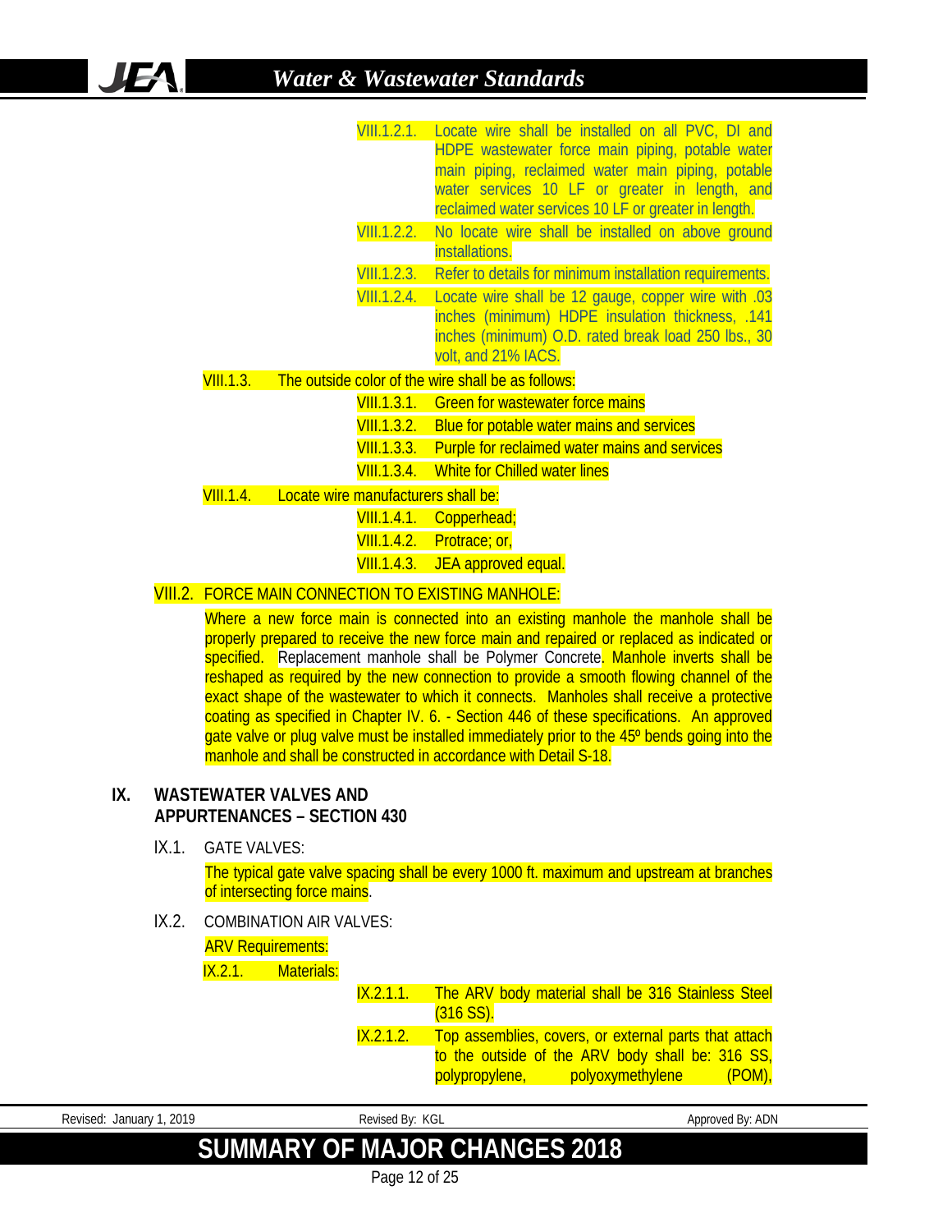VIII.1.2.1. Locate wire shall be installed on all PVC, DI and HDPE wastewater force main piping, potable water main piping, reclaimed water main piping, potable water services 10 LF or greater in length, and reclaimed water services 10 LF or greater in length.

VIII.1.2.2. No locate wire shall be installed on above ground installations.

VIII.1.2.3. Refer to details for minimum installation requirements.

VIII.1.2.4. Locate wire shall be 12 gauge, copper wire with .03 inches (minimum) HDPE insulation thickness, .141 inches (minimum) O.D. rated break load 250 lbs., 30 volt, and 21% IACS.

VIII.1.3. The outside color of the wire shall be as follows:

VIII.1.3.1. Green for wastewater force mains

VIII.1.3.2. Blue for potable water mains and services

VIII.1.3.3. Purple for reclaimed water mains and services

VIII.1.3.4. White for Chilled water lines

VIII.1.4. Locate wire manufacturers shall be:

VIII.1.4.1. Copperhead;

VIII.1.4.2. Protrace; or,

VIII.1.4.3. JEA approved equal.

VIII.2. FORCE MAIN CONNECTION TO EXISTING MANHOLE:

Where a new force main is connected into an existing manhole the manhole shall be properly prepared to receive the new force main and repaired or replaced as indicated or specified. Replacement manhole shall be Polymer Concrete. Manhole inverts shall be reshaped as required by the new connection to provide a smooth flowing channel of the exact shape of the wastewater to which it connects. Manholes shall receive a protective coating as specified in Chapter IV. 6. - Section 446 of these specifications. An approved gate valve or plug valve must be installed immediately prior to the 45º bends going into the manhole and shall be constructed in accordance with Detail S-18.

## IX. WASTEWATER VALVES AND APPURTENANCES – SECTION 430

IX.1. GATE VALVES:

The typical gate valve spacing shall be every 1000 ft. maximum and upstream at branches of intersecting force mains.

IX.2. COMBINATION AIR VALVES:

ARV Requirements:

IX.2.1. Materials:

IX.2.1.1. The ARV body material shall be 316 Stainless Steel (316 SS).

IX.2.1.2. Top assemblies, covers, or external parts that attach to the outside of the ARV body shall be: 316 SS, polypropylene, polyoxymethylene (POM),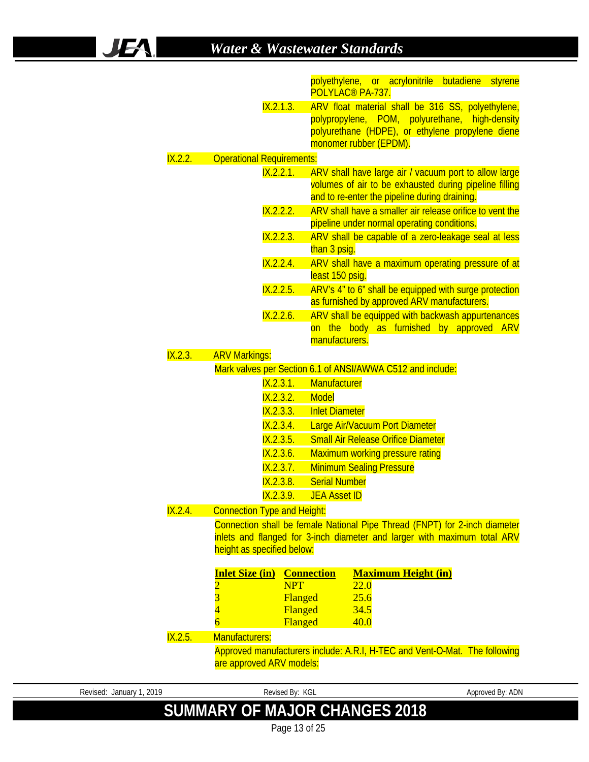polyethylene, or acrylonitrile butadiene styrene POLYLAC® PA-737.

IX.2.1.3. ARV float material shall be 316 SS, polyethylene, polypropylene, POM, polyurethane, high-density polyurethane (HDPE), or ethylene propylene diene monomer rubber (EPDM).

IX.2.2. Operational Requirements:

IX.2.2.1. ARV shall have large air / vacuum port to allow large volumes of air to be exhausted during pipeline filling and to re-enter the pipeline during draining.

IX.2.2.2. ARV shall have a smaller air release orifice to vent the pipeline under normal operating conditions.

IX.2.2.3. ARV shall be capable of a zero-leakage seal at less than 3 psig.

IX.2.2.4. ARV shall have a maximum operating pressure of at least 150 psig.

IX.2.2.5. ARV's 4" to 6" shall be equipped with surge protection as furnished by approved ARV manufacturers.

IX.2.2.6. ARV shall be equipped with backwash appurtenances on the body as furnished by approved ARV manufacturers.

IX.2.3. ARV Markings:

Mark valves per Section 6.1 of ANSI/AWWA C512 and include:

IX.2.3.1. Manufacturer

IX.2.3.2. Model

IX.2.3.3. Inlet Diameter

IX.2.3.4. Large Air/Vacuum Port Diameter

IX.2.3.5. Small Air Release Orifice Diameter

IX.2.3.6. Maximum working pressure rating

IX.2.3.7. Minimum Sealing Pressure

IX.2.3.8. Serial Number

IX.2.3.9. JEA Asset ID

IX.2.4. Connection Type and Height:

Connection shall be female National Pipe Thread (FNPT) for 2-inch diameter inlets and flanged for 3-inch diameter and larger with maximum total ARV height as specified below:

| Inlet Size (in) | Connection | Maximum Height (in) |
|---|---|---|
| 2 | NPT | 22.0 |
| 3 | Flanged | 25.6 |
| 4 | Flanged | 34.5 |
| 6 | Flanged | 40.0 |

IX.2.5. Manufacturers:

Approved manufacturers include: A.R.I, H-TEC and Vent-O-Mat. The following are approved ARV models: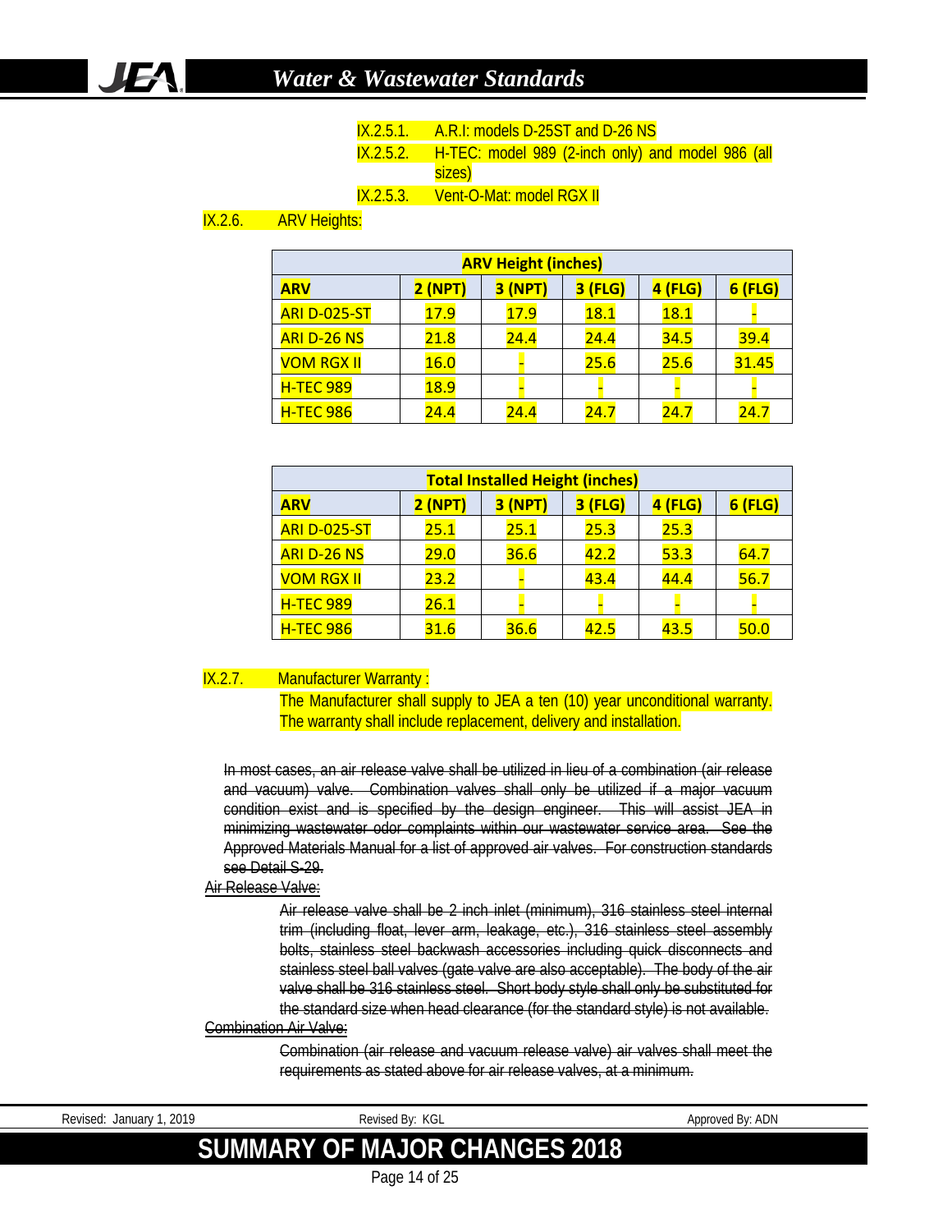IX.2.5.1. A.R.I: models D-25ST and D-26 NS

IX.2.5.2. H-TEC: model 989 (2-inch only) and model 986 (all sizes)

IX.2.5.3. Vent-O-Mat: model RGX II

IX.2.6. ARV Heights:

| ARV Height (inches) | | | | | |
|---|---|---|---|---|---|
| **ARV** | **2 (NPT)** | **3 (NPT)** | **3 (FLG)** | **4 (FLG)** | **6 (FLG)** |
| ARI D-025-ST | 17.9 | 17.9 | 18.1 | 18.1 | - |
| ARI D-26 NS | 21.8 | 24.4 | 24.4 | 34.5 | 39.4 |
| VOM RGX II | 16.0 | - | 25.6 | 25.6 | 31.45 |
| H-TEC 989 | 18.9 | - | - | - | - |
| H-TEC 986 | 24.4 | 24.4 | 24.7 | 24.7 | 24.7 |

| Total Installed Height (inches) | | | | | |
|---|---|---|---|---|---|
| **ARV** | **2 (NPT)** | **3 (NPT)** | **3 (FLG)** | **4 (FLG)** | **6 (FLG)** |
| ARI D-025-ST | 25.1 | 25.1 | 25.3 | 25.3 | |
| ARI D-26 NS | 29.0 | 36.6 | 42.2 | 53.3 | 64.7 |
| VOM RGX II | 23.2 | - | 43.4 | 44.4 | 56.7 |
| H-TEC 989 | 26.1 | - | - | - | - |
| H-TEC 986 | 31.6 | 36.6 | 42.5 | 43.5 | 50.0 |

IX.2.7. Manufacturer Warranty :

The Manufacturer shall supply to JEA a ten (10) year unconditional warranty. The warranty shall include replacement, delivery and installation.

~~In most cases, an air release valve shall be utilized in lieu of a combination (air release and vacuum) valve. Combination valves shall only be utilized if a major vacuum condition exist and is specified by the design engineer. This will assist JEA in minimizing wastewater odor complaints within our wastewater service area. See the Approved Materials Manual for a list of approved air valves. For construction standards see Detail S-29.~~

~~Air Release Valve:~~

~~Air release valve shall be 2 inch inlet (minimum), 316 stainless steel internal trim (including float, lever arm, leakage, etc.), 316 stainless steel assembly bolts, stainless steel backwash accessories including quick disconnects and stainless steel ball valves (gate valve are also acceptable). The body of the air valve shall be 316 stainless steel. Short body style shall only be substituted for the standard size when head clearance (for the standard style) is not available.~~

~~Combination Air Valve:~~

~~Combination (air release and vacuum release valve) air valves shall meet the requirements as stated above for air release valves, at a minimum.~~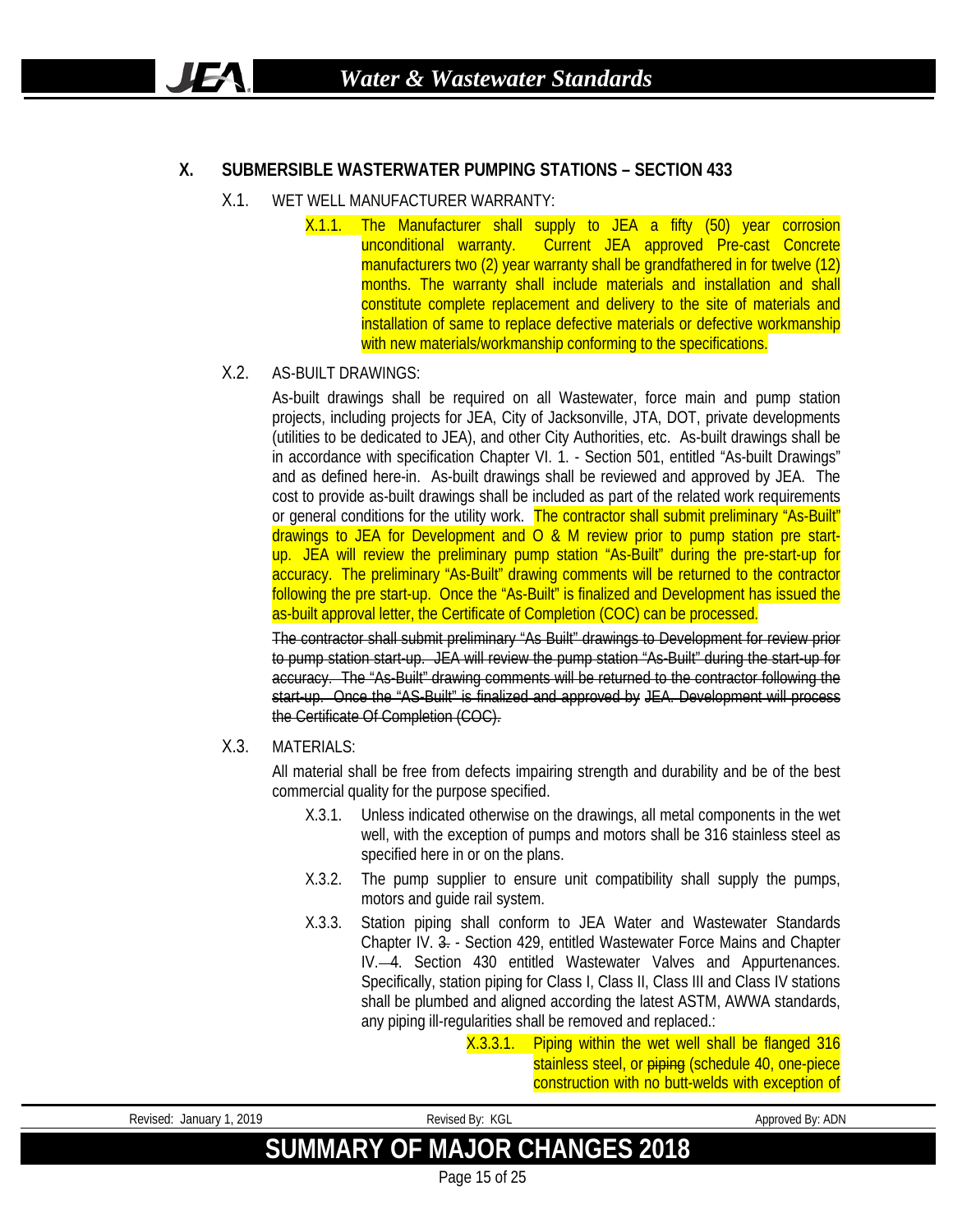## X. SUBMERSIBLE WASTERWATER PUMPING STATIONS – SECTION 433

X.1. WET WELL MANUFACTURER WARRANTY:

X.1.1. The Manufacturer shall supply to JEA a fifty (50) year corrosion unconditional warranty. Current JEA approved Pre-cast Concrete manufacturers two (2) year warranty shall be grandfathered in for twelve (12) months. The warranty shall include materials and installation and shall constitute complete replacement and delivery to the site of materials and installation of same to replace defective materials or defective workmanship with new materials/workmanship conforming to the specifications.

X.2. AS-BUILT DRAWINGS:

As-built drawings shall be required on all Wastewater, force main and pump station projects, including projects for JEA, City of Jacksonville, JTA, DOT, private developments (utilities to be dedicated to JEA), and other City Authorities, etc. As-built drawings shall be in accordance with specification Chapter VI. 1. - Section 501, entitled "As-built Drawings" and as defined here-in. As-built drawings shall be reviewed and approved by JEA. The cost to provide as-built drawings shall be included as part of the related work requirements or general conditions for the utility work. The contractor shall submit preliminary "As-Built" drawings to JEA for Development and O & M review prior to pump station pre start-up. JEA will review the preliminary pump station "As-Built" during the pre-start-up for accuracy. The preliminary "As-Built" drawing comments will be returned to the contractor following the pre start-up. Once the "As-Built" is finalized and Development has issued the as-built approval letter, the Certificate of Completion (COC) can be processed.

~~The contractor shall submit preliminary "As Built" drawings to Development for review prior to pump station start-up. JEA will review the pump station "As-Built" during the start-up for accuracy. The "As-Built" drawing comments will be returned to the contractor following the start-up. Once the "AS-Built" is finalized and approved by JEA. Development will process the Certificate Of Completion (COC).~~

X.3. MATERIALS:

All material shall be free from defects impairing strength and durability and be of the best commercial quality for the purpose specified.

X.3.1. Unless indicated otherwise on the drawings, all metal components in the wet well, with the exception of pumps and motors shall be 316 stainless steel as specified here in or on the plans.

X.3.2. The pump supplier to ensure unit compatibility shall supply the pumps, motors and guide rail system.

X.3.3. Station piping shall conform to JEA Water and Wastewater Standards Chapter IV. ~~3.~~ - Section 429, entitled Wastewater Force Mains and Chapter IV. ~~4.~~ Section 430 entitled Wastewater Valves and Appurtenances. Specifically, station piping for Class I, Class II, Class III and Class IV stations shall be plumbed and aligned according the latest ASTM, AWWA standards, any piping ill-regularities shall be removed and replaced.:

X.3.3.1. Piping within the wet well shall be flanged 316 stainless steel, or ~~piping~~ (schedule 40, one-piece construction with no butt-welds with exception of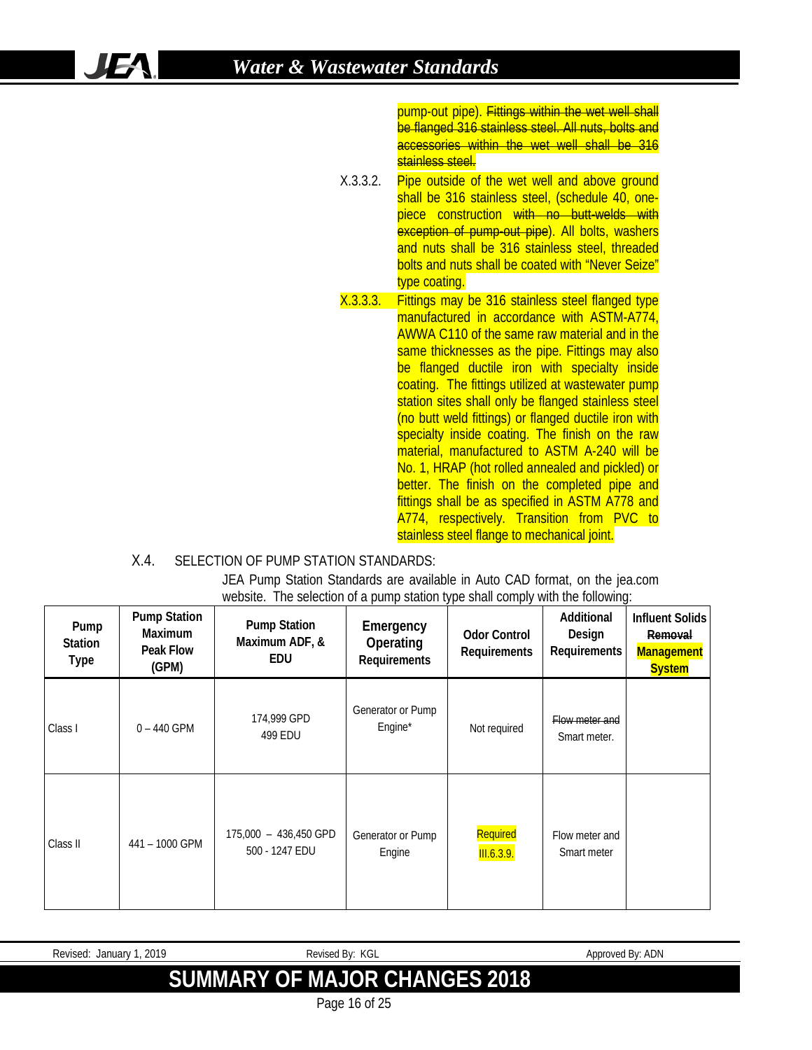pump-out pipe). ~~Fittings within the wet well shall be flanged 316 stainless steel. All nuts, bolts and accessories within the wet well shall be 316 stainless steel.~~

X.3.3.2. Pipe outside of the wet well and above ground shall be 316 stainless steel, (schedule 40, one-piece construction ~~with no butt-welds with exception of pump-out pipe~~). All bolts, washers and nuts shall be 316 stainless steel, threaded bolts and nuts shall be coated with "Never Seize" type coating.

X.3.3.3. Fittings may be 316 stainless steel flanged type manufactured in accordance with ASTM-A774, AWWA C110 of the same raw material and in the same thicknesses as the pipe. Fittings may also be flanged ductile iron with specialty inside coating. The fittings utilized at wastewater pump station sites shall only be flanged stainless steel (no butt weld fittings) or flanged ductile iron with specialty inside coating. The finish on the raw material, manufactured to ASTM A-240 will be No. 1, HRAP (hot rolled annealed and pickled) or better. The finish on the completed pipe and fittings shall be as specified in ASTM A778 and A774, respectively. Transition from PVC to stainless steel flange to mechanical joint.

X.4. SELECTION OF PUMP STATION STANDARDS:

JEA Pump Station Standards are available in Auto CAD format, on the jea.com website. The selection of a pump station type shall comply with the following:

| Pump Station Type | Pump Station Maximum Peak Flow (GPM) | Pump Station Maximum ADF, & EDU | Emergency Operating Requirements | Odor Control Requirements | Additional Design Requirements | Influent Solids ~~Removal~~ Management System |
|---|---|---|---|---|---|---|
| Class I | 0 – 440 GPM | 174,999 GPD 499 EDU | Generator or Pump Engine* | Not required | ~~Flow meter and~~ Smart meter. | |
| Class II | 441 – 1000 GPM | 175,000 – 436,450 GPD 500 - 1247 EDU | Generator or Pump Engine | Required III.6.3.9. | Flow meter and Smart meter | |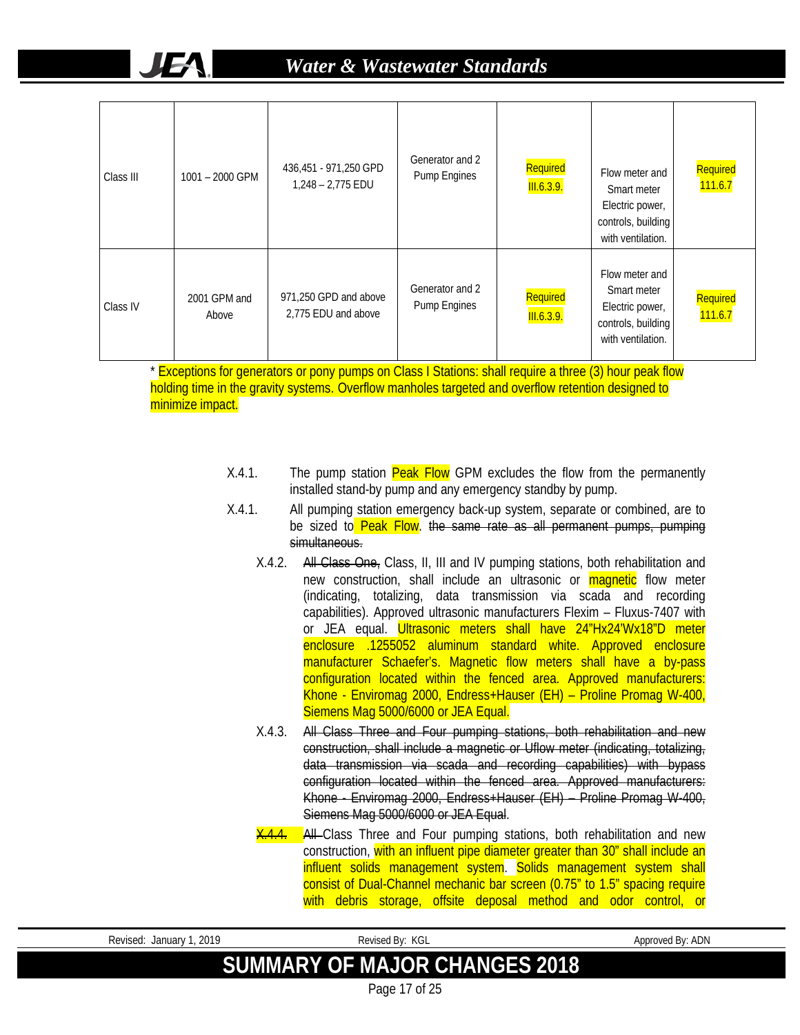| | | | | | | |
|---|---|---|---|---|---|---|
| Class III | 1001 – 2000 GPM | 436,451 - 971,250 GPD 1,248 – 2,775 EDU | Generator and 2 Pump Engines | Required III.6.3.9. | Flow meter and Smart meter Electric power, controls, building with ventilation. | Required 111.6.7 |
| Class IV | 2001 GPM and Above | 971,250 GPD and above 2,775 EDU and above | Generator and 2 Pump Engines | Required III.6.3.9. | Flow meter and Smart meter Electric power, controls, building with ventilation. | Required 111.6.7 |

* Exceptions for generators or pony pumps on Class I Stations: shall require a three (3) hour peak flow holding time in the gravity systems. Overflow manholes targeted and overflow retention designed to minimize impact.

X.4.1. The pump station Peak Flow GPM excludes the flow from the permanently installed stand-by pump and any emergency standby by pump.

X.4.1. All pumping station emergency back-up system, separate or combined, are to be sized to Peak Flow. ~~the same rate as all permanent pumps, pumping simultaneous.~~

X.4.2. ~~All Class One,~~ Class, II, III and IV pumping stations, both rehabilitation and new construction, shall include an ultrasonic or magnetic flow meter (indicating, totalizing, data transmission via scada and recording capabilities). Approved ultrasonic manufacturers Flexim – Fluxus-7407 with or JEA equal. Ultrasonic meters shall have 24"Hx24'Wx18"D meter enclosure .1255052 aluminum standard white. Approved enclosure manufacturer Schaefer's. Magnetic flow meters shall have a by-pass configuration located within the fenced area. Approved manufacturers: Khone - Enviromag 2000, Endress+Hauser (EH) – Proline Promag W-400, Siemens Mag 5000/6000 or JEA Equal.

X.4.3. ~~All Class Three and Four pumping stations, both rehabilitation and new construction, shall include a magnetic or Uflow meter (indicating, totalizing, data transmission via scada and recording capabilities) with bypass configuration located within the fenced area. Approved manufacturers: Khone - Enviromag 2000, Endress+Hauser (EH) – Proline Promag W-400, Siemens Mag 5000/6000 or JEA Equal~~.

~~X.4.4.~~ ~~All~~ Class Three and Four pumping stations, both rehabilitation and new construction, with an influent pipe diameter greater than 30" shall include an influent solids management system. Solids management system shall consist of Dual-Channel mechanic bar screen (0.75" to 1.5" spacing require with debris storage, offsite deposal method and odor control, or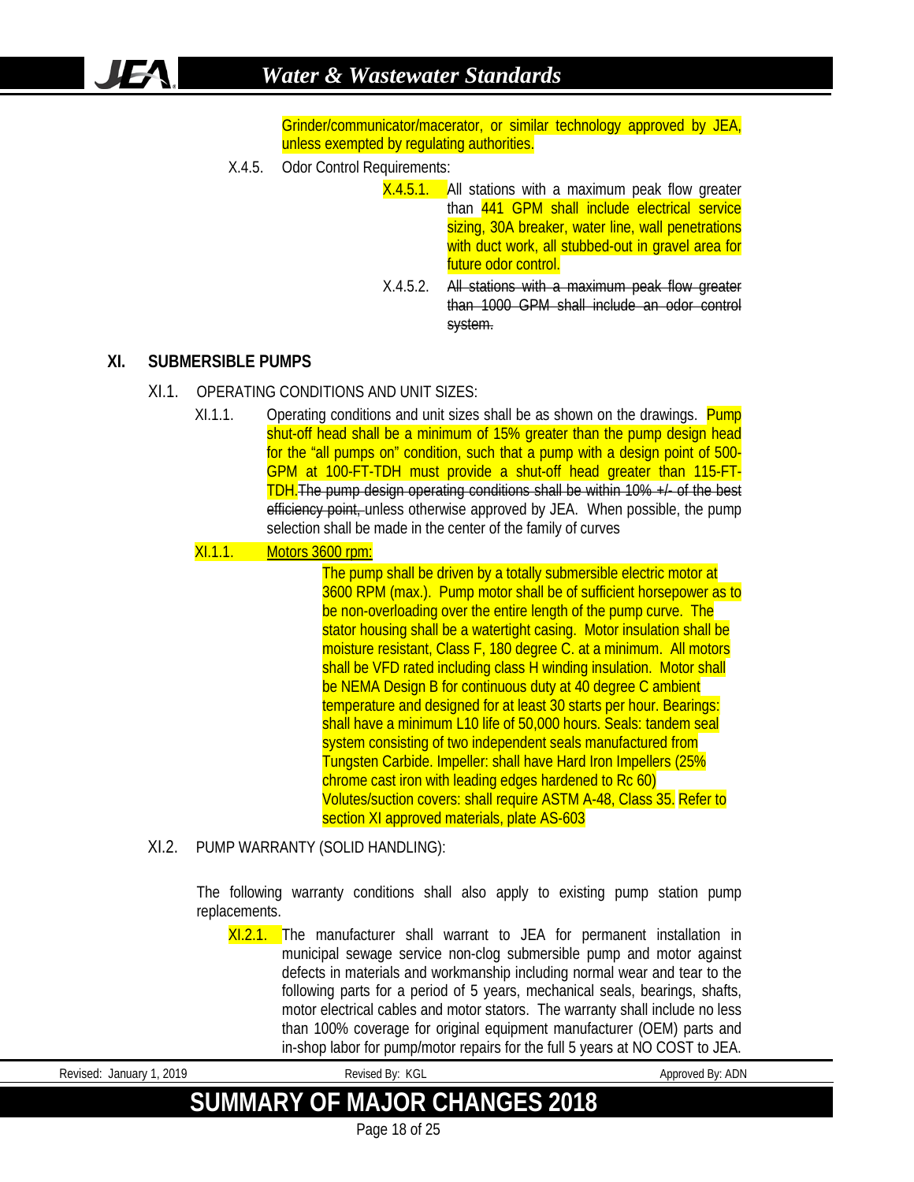Grinder/communicator/macerator, or similar technology approved by JEA, unless exempted by regulating authorities.

X.4.5. Odor Control Requirements:

X.4.5.1. All stations with a maximum peak flow greater than 441 GPM shall include electrical service sizing, 30A breaker, water line, wall penetrations with duct work, all stubbed-out in gravel area for future odor control.

X.4.5.2. ~~All stations with a maximum peak flow greater than 1000 GPM shall include an odor control system.~~

## XI. SUBMERSIBLE PUMPS

XI.1. OPERATING CONDITIONS AND UNIT SIZES:

XI.1.1. Operating conditions and unit sizes shall be as shown on the drawings. Pump shut-off head shall be a minimum of 15% greater than the pump design head for the "all pumps on" condition, such that a pump with a design point of 500-GPM at 100-FT-TDH must provide a shut-off head greater than 115-FT-TDH.~~The pump design operating conditions shall be within 10% +/- of the best efficiency point,~~ unless otherwise approved by JEA. When possible, the pump selection shall be made in the center of the family of curves

XI.1.1. Motors 3600 rpm:

The pump shall be driven by a totally submersible electric motor at 3600 RPM (max.). Pump motor shall be of sufficient horsepower as to be non-overloading over the entire length of the pump curve. The stator housing shall be a watertight casing. Motor insulation shall be moisture resistant, Class F, 180 degree C. at a minimum. All motors shall be VFD rated including class H winding insulation. Motor shall be NEMA Design B for continuous duty at 40 degree C ambient temperature and designed for at least 30 starts per hour. Bearings: shall have a minimum L10 life of 50,000 hours. Seals: tandem seal system consisting of two independent seals manufactured from Tungsten Carbide. Impeller: shall have Hard Iron Impellers (25% chrome cast iron with leading edges hardened to Rc 60) Volutes/suction covers: shall require ASTM A-48, Class 35. Refer to section XI approved materials, plate AS-603

XI.2. PUMP WARRANTY (SOLID HANDLING):

The following warranty conditions shall also apply to existing pump station pump replacements.

XI.2.1. The manufacturer shall warrant to JEA for permanent installation in municipal sewage service non-clog submersible pump and motor against defects in materials and workmanship including normal wear and tear to the following parts for a period of 5 years, mechanical seals, bearings, shafts, motor electrical cables and motor stators. The warranty shall include no less than 100% coverage for original equipment manufacturer (OEM) parts and in-shop labor for pump/motor repairs for the full 5 years at NO COST to JEA.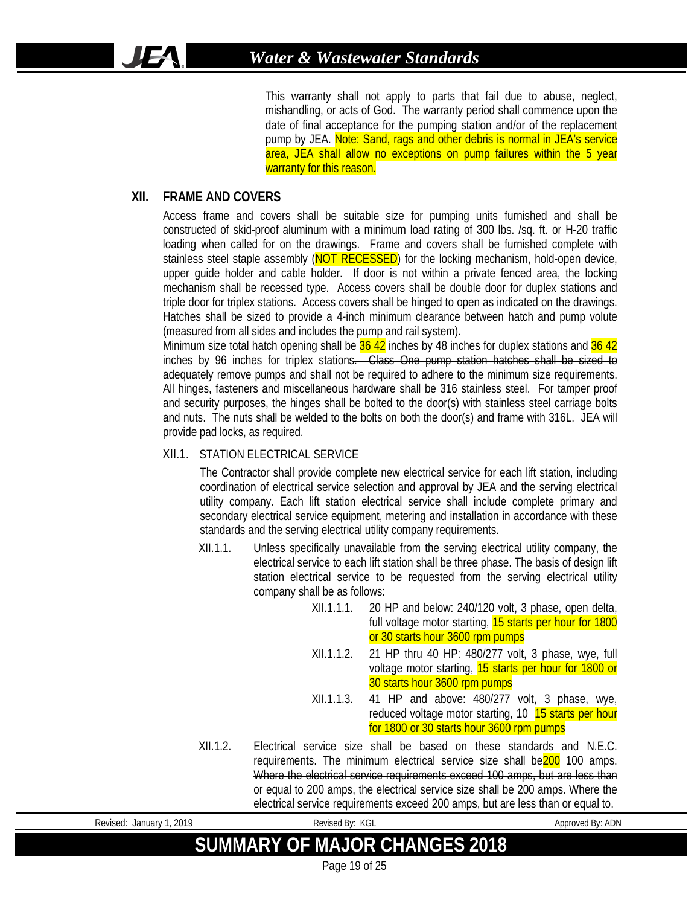This warranty shall not apply to parts that fail due to abuse, neglect, mishandling, or acts of God. The warranty period shall commence upon the date of final acceptance for the pumping station and/or of the replacement pump by JEA. Note: Sand, rags and other debris is normal in JEA's service area, JEA shall allow no exceptions on pump failures within the 5 year warranty for this reason.

## XII. FRAME AND COVERS

Access frame and covers shall be suitable size for pumping units furnished and shall be constructed of skid-proof aluminum with a minimum load rating of 300 lbs. /sq. ft. or H-20 traffic loading when called for on the drawings. Frame and covers shall be furnished complete with stainless steel staple assembly (NOT RECESSED) for the locking mechanism, hold-open device, upper guide holder and cable holder. If door is not within a private fenced area, the locking mechanism shall be recessed type. Access covers shall be double door for duplex stations and triple door for triplex stations. Access covers shall be hinged to open as indicated on the drawings. Hatches shall be sized to provide a 4-inch minimum clearance between hatch and pump volute (measured from all sides and includes the pump and rail system).

Minimum size total hatch opening shall be ~~36~~ 42 inches by 48 inches for duplex stations and ~~36~~ 42 inches by 96 inches for triplex stations. ~~Class One pump station hatches shall be sized to adequately remove pumps and shall not be required to adhere to the minimum size requirements.~~ All hinges, fasteners and miscellaneous hardware shall be 316 stainless steel. For tamper proof and security purposes, the hinges shall be bolted to the door(s) with stainless steel carriage bolts and nuts. The nuts shall be welded to the bolts on both the door(s) and frame with 316L. JEA will provide pad locks, as required.

### XII.1. STATION ELECTRICAL SERVICE

The Contractor shall provide complete new electrical service for each lift station, including coordination of electrical service selection and approval by JEA and the serving electrical utility company. Each lift station electrical service shall include complete primary and secondary electrical service equipment, metering and installation in accordance with these standards and the serving electrical utility company requirements.

XII.1.1. Unless specifically unavailable from the serving electrical utility company, the electrical service to each lift station shall be three phase. The basis of design lift station electrical service to be requested from the serving electrical utility company shall be as follows:

XII.1.1.1. 20 HP and below: 240/120 volt, 3 phase, open delta, full voltage motor starting, 15 starts per hour for 1800 or 30 starts hour 3600 rpm pumps

XII.1.1.2. 21 HP thru 40 HP: 480/277 volt, 3 phase, wye, full voltage motor starting, 15 starts per hour for 1800 or 30 starts hour 3600 rpm pumps

XII.1.1.3. 41 HP and above: 480/277 volt, 3 phase, wye, reduced voltage motor starting, 10 15 starts per hour for 1800 or 30 starts hour 3600 rpm pumps

XII.1.2. Electrical service size shall be based on these standards and N.E.C. requirements. The minimum electrical service size shall be 200 ~~100~~ amps. ~~Where the electrical service requirements exceed 100 amps, but are less than or equal to 200 amps, the electrical service size shall be 200 amps~~. Where the electrical service requirements exceed 200 amps, but are less than or equal to.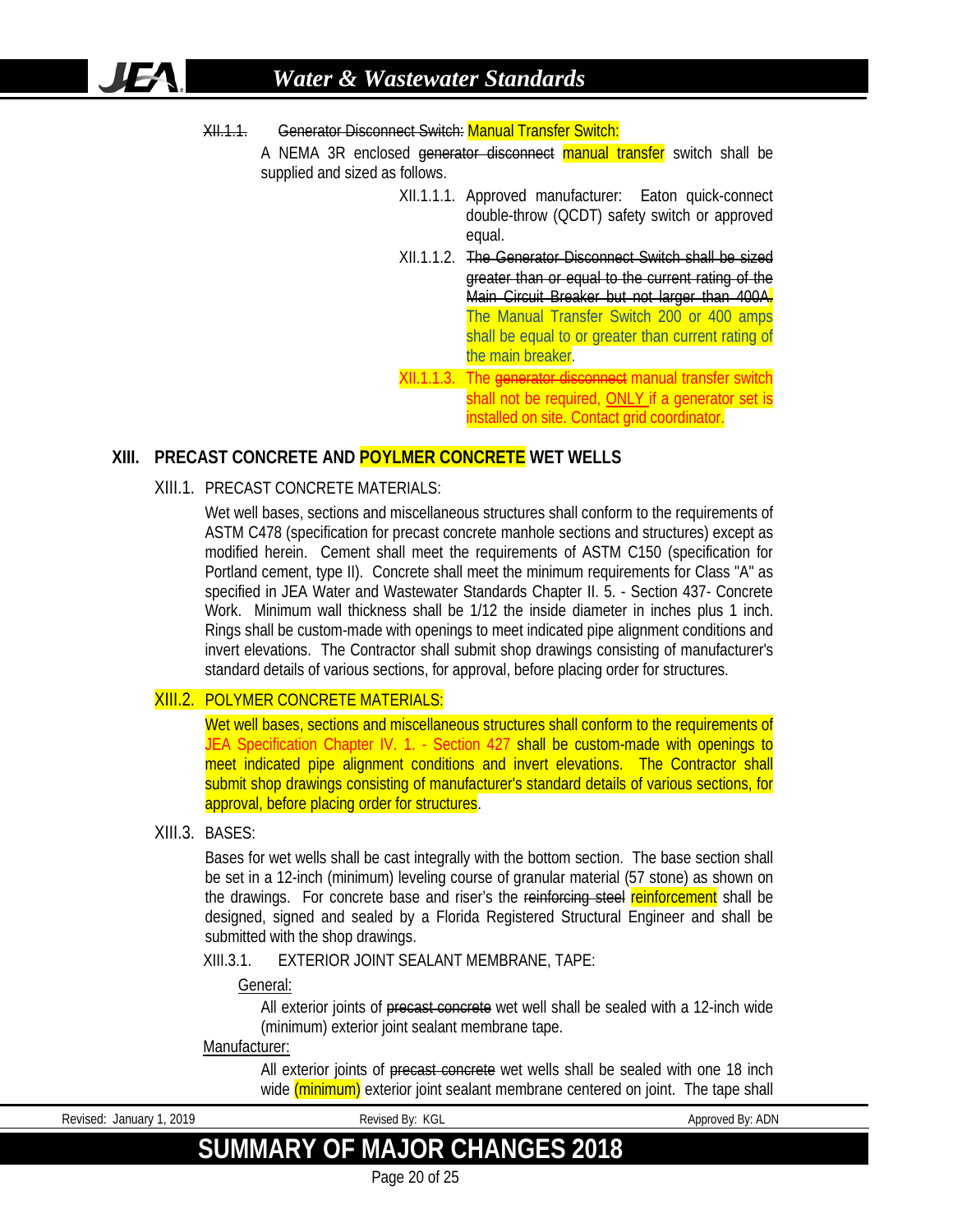~~XII.1.1.~~ ~~Generator Disconnect Switch:~~ Manual Transfer Switch:

A NEMA 3R enclosed ~~generator disconnect~~ manual transfer switch shall be supplied and sized as follows.

XII.1.1.1. Approved manufacturer: Eaton quick-connect double-throw (QCDT) safety switch or approved equal.

XII.1.1.2. ~~The Generator Disconnect Switch shall be sized greater than or equal to the current rating of the Main Circuit Breaker but not larger than 400A.~~ The Manual Transfer Switch 200 or 400 amps shall be equal to or greater than current rating of the main breaker.

XII.1.1.3. The ~~generator disconnect~~ manual transfer switch shall not be required, ONLY if a generator set is installed on site. Contact grid coordinator.

## XIII. PRECAST CONCRETE AND POYLMER CONCRETE WET WELLS

### XIII.1. PRECAST CONCRETE MATERIALS:

Wet well bases, sections and miscellaneous structures shall conform to the requirements of ASTM C478 (specification for precast concrete manhole sections and structures) except as modified herein. Cement shall meet the requirements of ASTM C150 (specification for Portland cement, type II). Concrete shall meet the minimum requirements for Class "A" as specified in JEA Water and Wastewater Standards Chapter II. 5. - Section 437- Concrete Work. Minimum wall thickness shall be 1/12 the inside diameter in inches plus 1 inch. Rings shall be custom-made with openings to meet indicated pipe alignment conditions and invert elevations. The Contractor shall submit shop drawings consisting of manufacturer's standard details of various sections, for approval, before placing order for structures.

### XIII.2. POLYMER CONCRETE MATERIALS:

Wet well bases, sections and miscellaneous structures shall conform to the requirements of JEA Specification Chapter IV. 1. - Section 427 shall be custom-made with openings to meet indicated pipe alignment conditions and invert elevations. The Contractor shall submit shop drawings consisting of manufacturer's standard details of various sections, for approval, before placing order for structures.

### XIII.3. BASES:

Bases for wet wells shall be cast integrally with the bottom section. The base section shall be set in a 12-inch (minimum) leveling course of granular material (57 stone) as shown on the drawings. For concrete base and riser's the ~~reinforcing steel~~ reinforcement shall be designed, signed and sealed by a Florida Registered Structural Engineer and shall be submitted with the shop drawings.

XIII.3.1. EXTERIOR JOINT SEALANT MEMBRANE, TAPE:

General:

All exterior joints of ~~precast concrete~~ wet well shall be sealed with a 12-inch wide (minimum) exterior joint sealant membrane tape.

Manufacturer:

All exterior joints of ~~precast concrete~~ wet wells shall be sealed with one 18 inch wide (minimum) exterior joint sealant membrane centered on joint. The tape shall

Revised: January 1, 2019 Revised By: KGL Approved By: ADN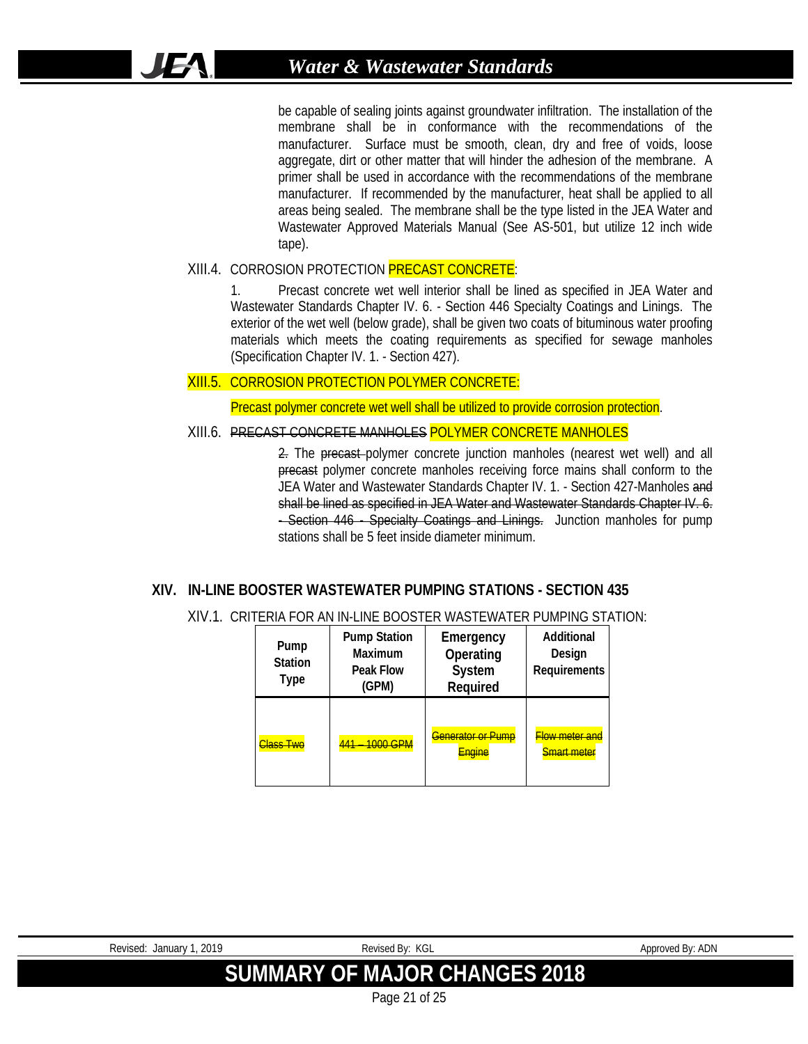be capable of sealing joints against groundwater infiltration. The installation of the membrane shall be in conformance with the recommendations of the manufacturer. Surface must be smooth, clean, dry and free of voids, loose aggregate, dirt or other matter that will hinder the adhesion of the membrane. A primer shall be used in accordance with the recommendations of the membrane manufacturer. If recommended by the manufacturer, heat shall be applied to all areas being sealed. The membrane shall be the type listed in the JEA Water and Wastewater Approved Materials Manual (See AS-501, but utilize 12 inch wide tape).

XIII.4. CORROSION PROTECTION PRECAST CONCRETE:

1. Precast concrete wet well interior shall be lined as specified in JEA Water and Wastewater Standards Chapter IV. 6. - Section 446 Specialty Coatings and Linings. The exterior of the wet well (below grade), shall be given two coats of bituminous water proofing materials which meets the coating requirements as specified for sewage manholes (Specification Chapter IV. 1. - Section 427).

XIII.5. CORROSION PROTECTION POLYMER CONCRETE:

Precast polymer concrete wet well shall be utilized to provide corrosion protection.

XIII.6. ~~PRECAST CONCRETE MANHOLES~~ POLYMER CONCRETE MANHOLES

~~2.~~ The ~~precast~~ polymer concrete junction manholes (nearest wet well) and all ~~precast~~ polymer concrete manholes receiving force mains shall conform to the JEA Water and Wastewater Standards Chapter IV. 1. - Section 427-Manholes ~~and shall be lined as specified in JEA Water and Wastewater Standards Chapter IV. 6. - Section 446 - Specialty Coatings and Linings.~~ Junction manholes for pump stations shall be 5 feet inside diameter minimum.

## XIV. IN-LINE BOOSTER WASTEWATER PUMPING STATIONS - SECTION 435

XIV.1. CRITERIA FOR AN IN-LINE BOOSTER WASTEWATER PUMPING STATION:

| Pump Station Type | Pump Station Maximum Peak Flow (GPM) | Emergency Operating System Required | Additional Design Requirements |
|---|---|---|---|
| ~~Class Two~~ | ~~441 – 1000 GPM~~ | ~~Generator or Pump Engine~~ | ~~Flow meter and Smart meter~~ |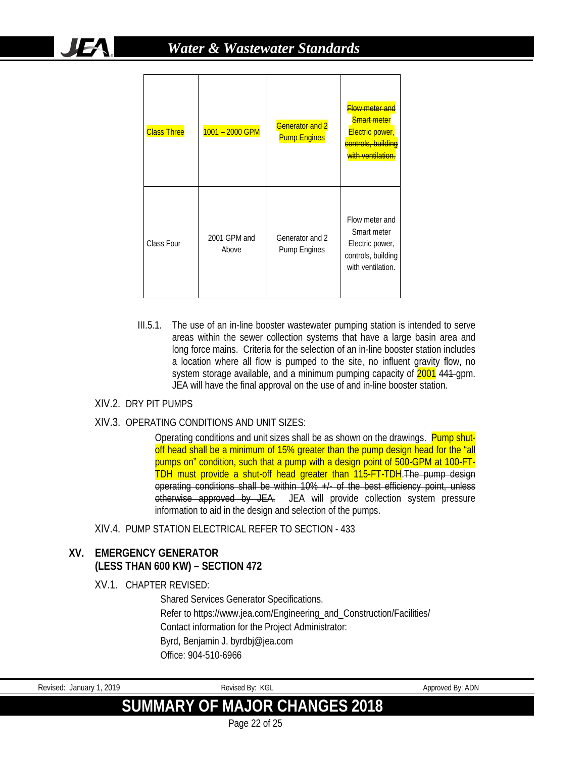| | | | |
|---|---|---|---|
| ~~Class Three~~ | ~~1001 – 2000 GPM~~ | ~~Generator and 2 Pump Engines~~ | ~~Flow meter and Smart meter Electric power, controls, building with ventilation.~~ |
| Class Four | 2001 GPM and Above | Generator and 2 Pump Engines | Flow meter and Smart meter Electric power, controls, building with ventilation. |

III.5.1. The use of an in-line booster wastewater pumping station is intended to serve areas within the sewer collection systems that have a large basin area and long force mains. Criteria for the selection of an in-line booster station includes a location where all flow is pumped to the site, no influent gravity flow, no system storage available, and a minimum pumping capacity of 2001 ~~441~~ gpm. JEA will have the final approval on the use of and in-line booster station.

XIV.2. DRY PIT PUMPS

XIV.3. OPERATING CONDITIONS AND UNIT SIZES:

Operating conditions and unit sizes shall be as shown on the drawings. Pump shut-off head shall be a minimum of 15% greater than the pump design head for the "all pumps on" condition, such that a pump with a design point of 500-GPM at 100-FT-TDH must provide a shut-off head greater than 115-FT-TDH. ~~The pump design operating conditions shall be within 10% +/- of the best efficiency point, unless otherwise approved by JEA.~~ JEA will provide collection system pressure information to aid in the design and selection of the pumps.

XIV.4. PUMP STATION ELECTRICAL REFER TO SECTION - 433

## XV. EMERGENCY GENERATOR (LESS THAN 600 KW) – SECTION 472

XV.1. CHAPTER REVISED:

Shared Services Generator Specifications.

Refer to https://www.jea.com/Engineering_and_Construction/Facilities/

Contact information for the Project Administrator:

Byrd, Benjamin J. byrdbj@jea.com

Office: 904-510-6966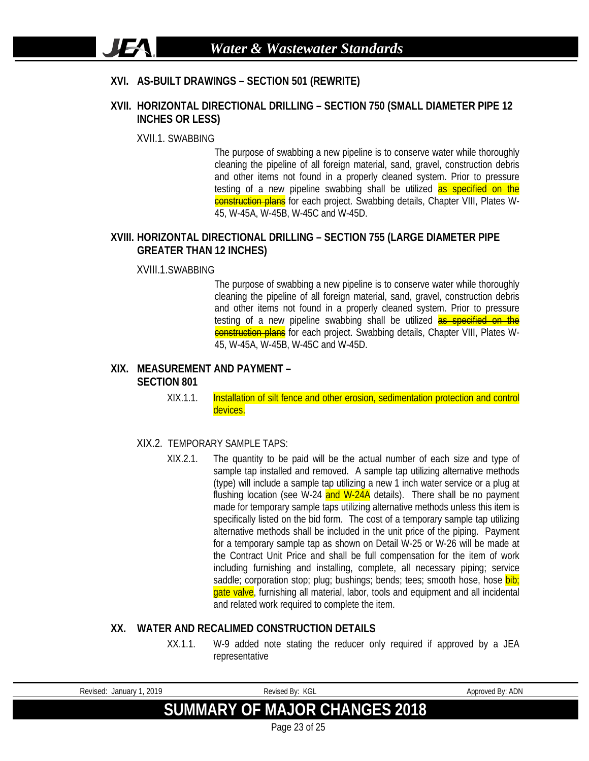## XVI. AS-BUILT DRAWINGS – SECTION 501 (REWRITE)

## XVII. HORIZONTAL DIRECTIONAL DRILLING – SECTION 750 (SMALL DIAMETER PIPE 12 INCHES OR LESS)

### XVII.1. SWABBING

The purpose of swabbing a new pipeline is to conserve water while thoroughly cleaning the pipeline of all foreign material, sand, gravel, construction debris and other items not found in a properly cleaned system. Prior to pressure testing of a new pipeline swabbing shall be utilized ~~as specified on the construction plans~~ for each project. Swabbing details, Chapter VIII, Plates W-45, W-45A, W-45B, W-45C and W-45D.

## XVIII. HORIZONTAL DIRECTIONAL DRILLING – SECTION 755 (LARGE DIAMETER PIPE GREATER THAN 12 INCHES)

### XVIII.1. SWABBING

The purpose of swabbing a new pipeline is to conserve water while thoroughly cleaning the pipeline of all foreign material, sand, gravel, construction debris and other items not found in a properly cleaned system. Prior to pressure testing of a new pipeline swabbing shall be utilized ~~as specified on the construction plans~~ for each project. Swabbing details, Chapter VIII, Plates W-45, W-45A, W-45B, W-45C and W-45D.

## XIX. MEASUREMENT AND PAYMENT – SECTION 801

XIX.1.1. Installation of silt fence and other erosion, sedimentation protection and control devices.

### XIX.2. TEMPORARY SAMPLE TAPS:

XIX.2.1. The quantity to be paid will be the actual number of each size and type of sample tap installed and removed. A sample tap utilizing alternative methods (type) will include a sample tap utilizing a new 1 inch water service or a plug at flushing location (see W-24 and W-24A details). There shall be no payment made for temporary sample taps utilizing alternative methods unless this item is specifically listed on the bid form. The cost of a temporary sample tap utilizing alternative methods shall be included in the unit price of the piping. Payment for a temporary sample tap as shown on Detail W-25 or W-26 will be made at the Contract Unit Price and shall be full compensation for the item of work including furnishing and installing, complete, all necessary piping; service saddle; corporation stop; plug; bushings; bends; tees; smooth hose, hose bib; gate valve, furnishing all material, labor, tools and equipment and all incidental and related work required to complete the item.

## XX. WATER AND RECALIMED CONSTRUCTION DETAILS

XX.1.1. W-9 added note stating the reducer only required if approved by a JEA representative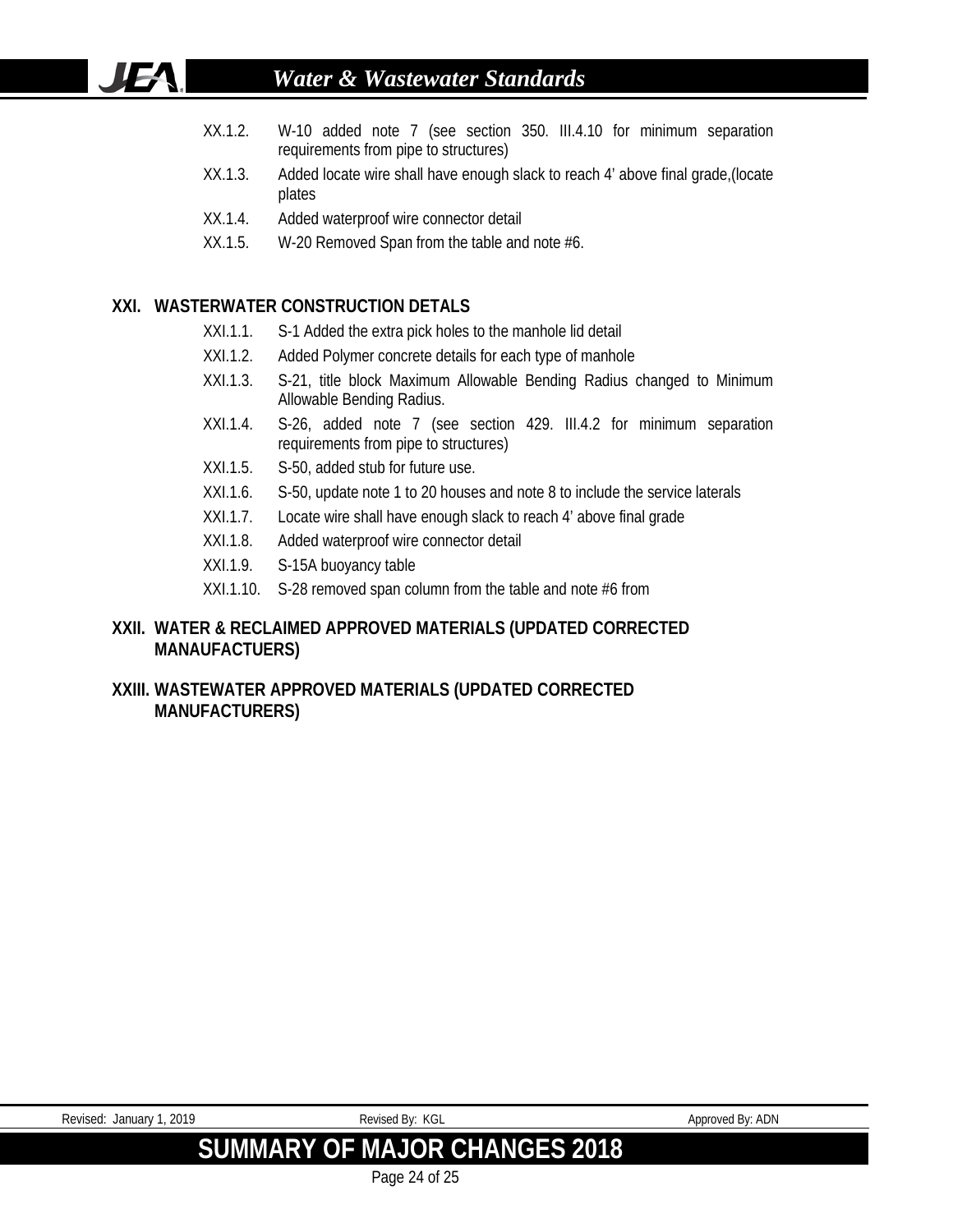XX.1.2. W-10 added note 7 (see section 350. III.4.10 for minimum separation requirements from pipe to structures)

XX.1.3. Added locate wire shall have enough slack to reach 4' above final grade,(locate plates

XX.1.4. Added waterproof wire connector detail

XX.1.5. W-20 Removed Span from the table and note #6.

## XXI. WASTERWATER CONSTRUCTION DETALS

XXI.1.1. S-1 Added the extra pick holes to the manhole lid detail

XXI.1.2. Added Polymer concrete details for each type of manhole

XXI.1.3. S-21, title block Maximum Allowable Bending Radius changed to Minimum Allowable Bending Radius.

XXI.1.4. S-26, added note 7 (see section 429. III.4.2 for minimum separation requirements from pipe to structures)

XXI.1.5. S-50, added stub for future use.

XXI.1.6. S-50, update note 1 to 20 houses and note 8 to include the service laterals

XXI.1.7. Locate wire shall have enough slack to reach 4' above final grade

XXI.1.8. Added waterproof wire connector detail

XXI.1.9. S-15A buoyancy table

XXI.1.10. S-28 removed span column from the table and note #6 from

## XXII. WATER & RECLAIMED APPROVED MATERIALS (UPDATED CORRECTED MANAUFACTUERS)

## XXIII. WASTEWATER APPROVED MATERIALS (UPDATED CORRECTED MANUFACTURERS)